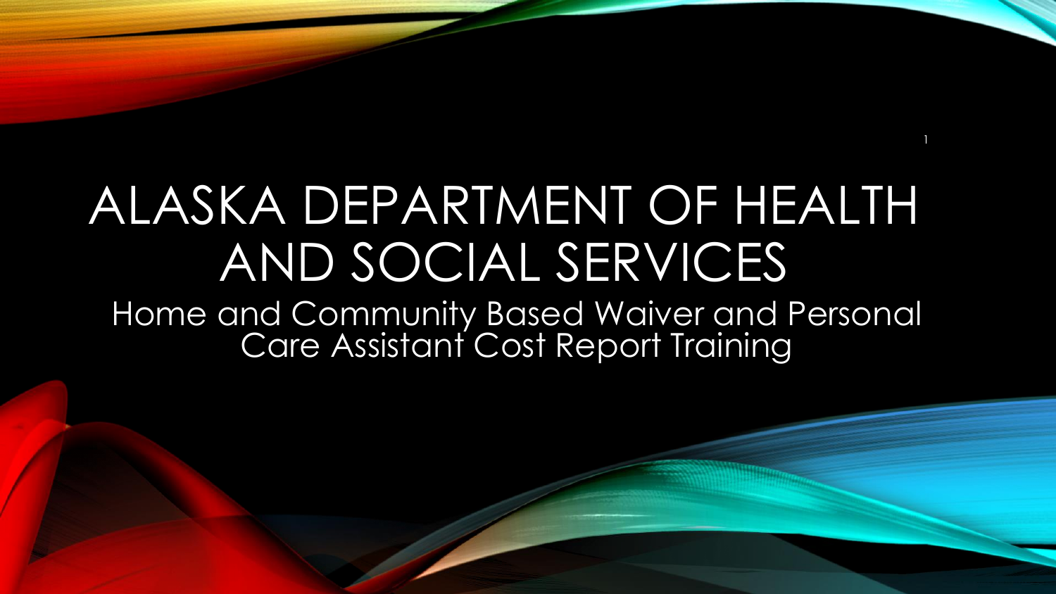# ALASKA DEPARTMENT OF HEALTH AND SOCIAL SERVICES

Home and Community Based Waiver and Personal Care Assistant Cost Report Training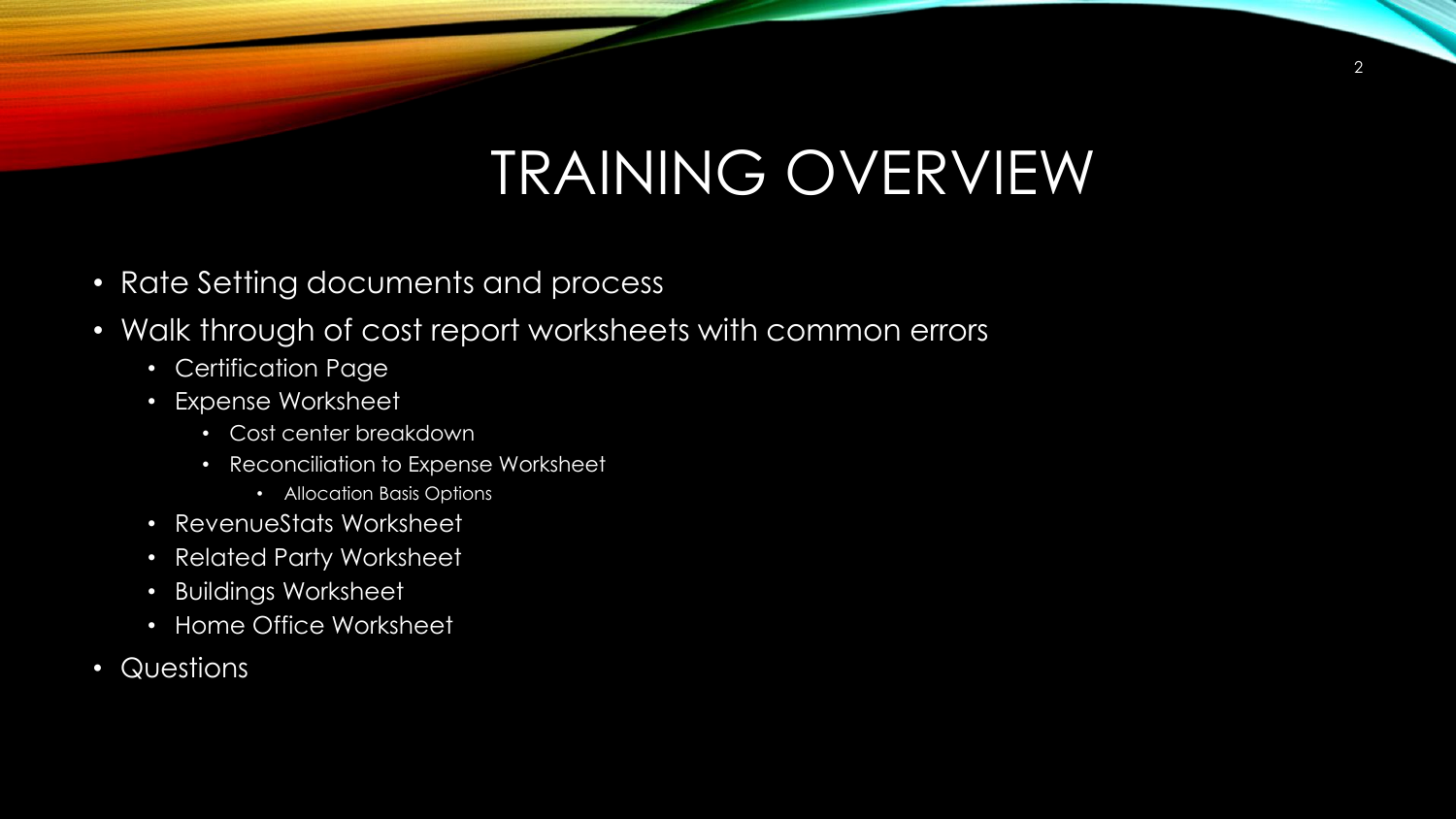# TRAINING OVERVIEW

- Rate Setting documents and process
- Walk through of cost report worksheets with common errors
  - Certification Page
  - Expense Worksheet
    - Cost center breakdown
    - Reconciliation to Expense Worksheet
      - Allocation Basis Options
  - RevenueStats Worksheet
  - Related Party Worksheet
  - Buildings Worksheet
  - Home Office Worksheet
- Questions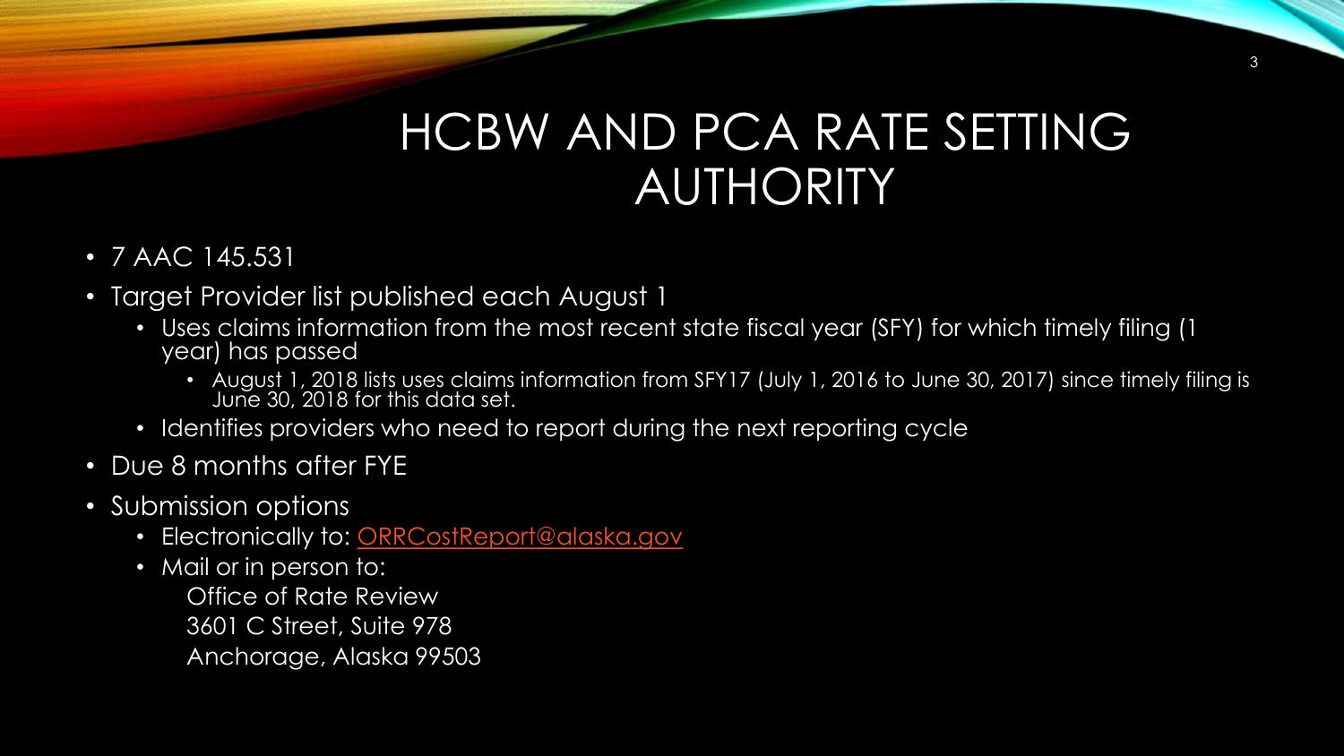# HCBW AND PCA RATE SETTING AUTHORITY

- 7 AAC 145.531
- Target Provider list published each August 1
  - Uses claims information from the most recent state fiscal year (SFY) for which timely filing (1 year) has passed
    - August 1, 2018 lists uses claims information from SFY17 (July 1, 2016 to June 30, 2017) since timely filing is June 30, 2018 for this data set.
  - Identifies providers who need to report during the next reporting cycle
- Due 8 months after FYE
- Submission options
  - Electronically to: ORRCostReport@alaska.gov
  - Mail or in person to:
    Office of Rate Review
    3601 C Street, Suite 978
    Anchorage, Alaska 99503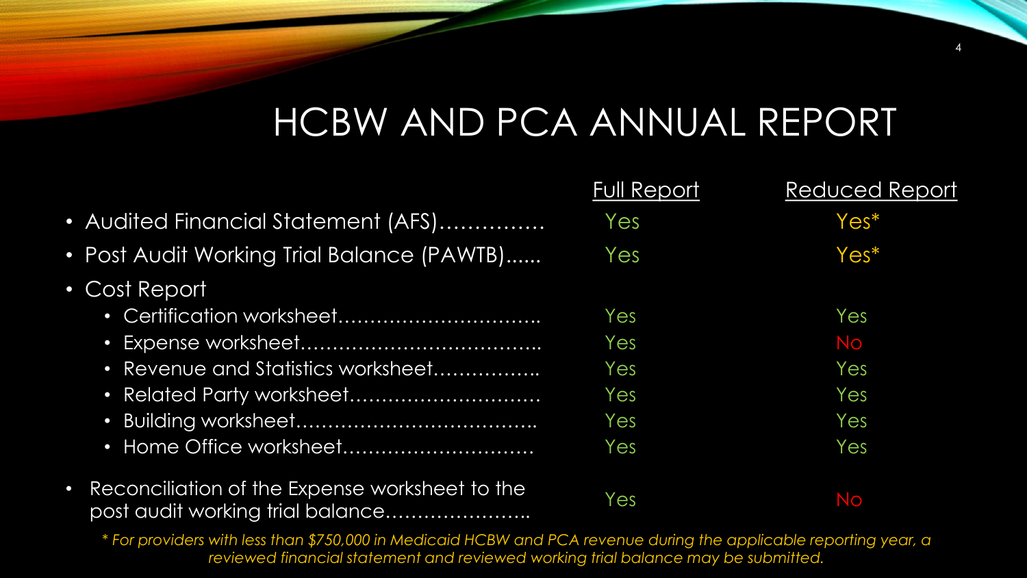# HCBW AND PCA ANNUAL REPORT

| | Full Report | Reduced Report |
|---|---|---|
| Audited Financial Statement (AFS)…………… | Yes | Yes* |
| Post Audit Working Trial Balance (PAWTB)...... | Yes | Yes* |
| Cost Report | | |
| • Certification worksheet………………………….. | Yes | Yes |
| • Expense worksheet……………………………….. | Yes | No |
| • Revenue and Statistics worksheet…………….. | Yes | Yes |
| • Related Party worksheet………………………… | Yes | Yes |
| • Building worksheet……………………………….. | Yes | Yes |
| • Home Office worksheet………………………… | Yes | Yes |
| Reconciliation of the Expense worksheet to the post audit working trial balance………………….. | Yes | No |

*\* For providers with less than $750,000 in Medicaid HCBW and PCA revenue during the applicable reporting year, a reviewed financial statement and reviewed working trial balance may be submitted.*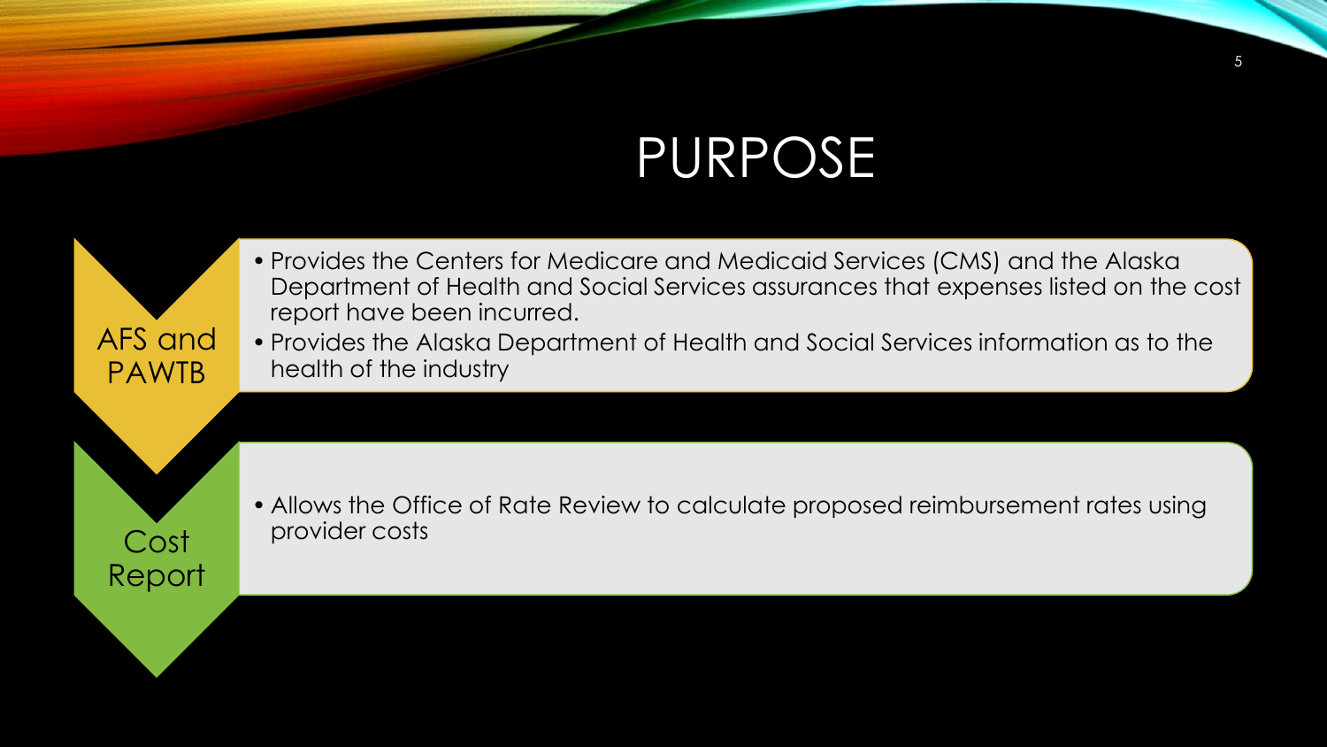# PURPOSE

## AFS and PAWTB

- Provides the Centers for Medicare and Medicaid Services (CMS) and the Alaska Department of Health and Social Services assurances that expenses listed on the cost report have been incurred.
- Provides the Alaska Department of Health and Social Services information as to the health of the industry

## Cost Report

- Allows the Office of Rate Review to calculate proposed reimbursement rates using provider costs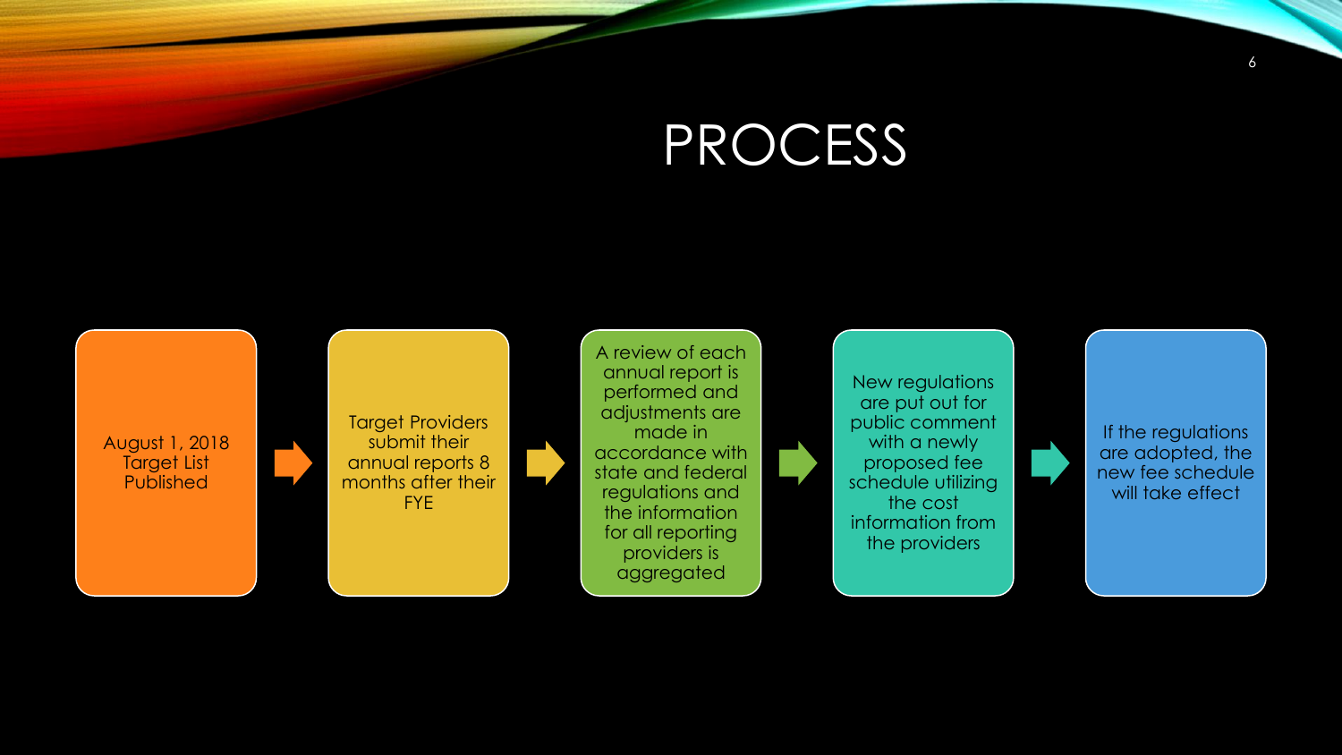# PROCESS

1. August 1, 2018 Target List Published
2. Target Providers submit their annual reports 8 months after their FYE
3. A review of each annual report is performed and adjustments are made in accordance with state and federal regulations and the information for all reporting providers is aggregated
4. New regulations are put out for public comment with a newly proposed fee schedule utilizing the cost information from the providers
5. If the regulations are adopted, the new fee schedule will take effect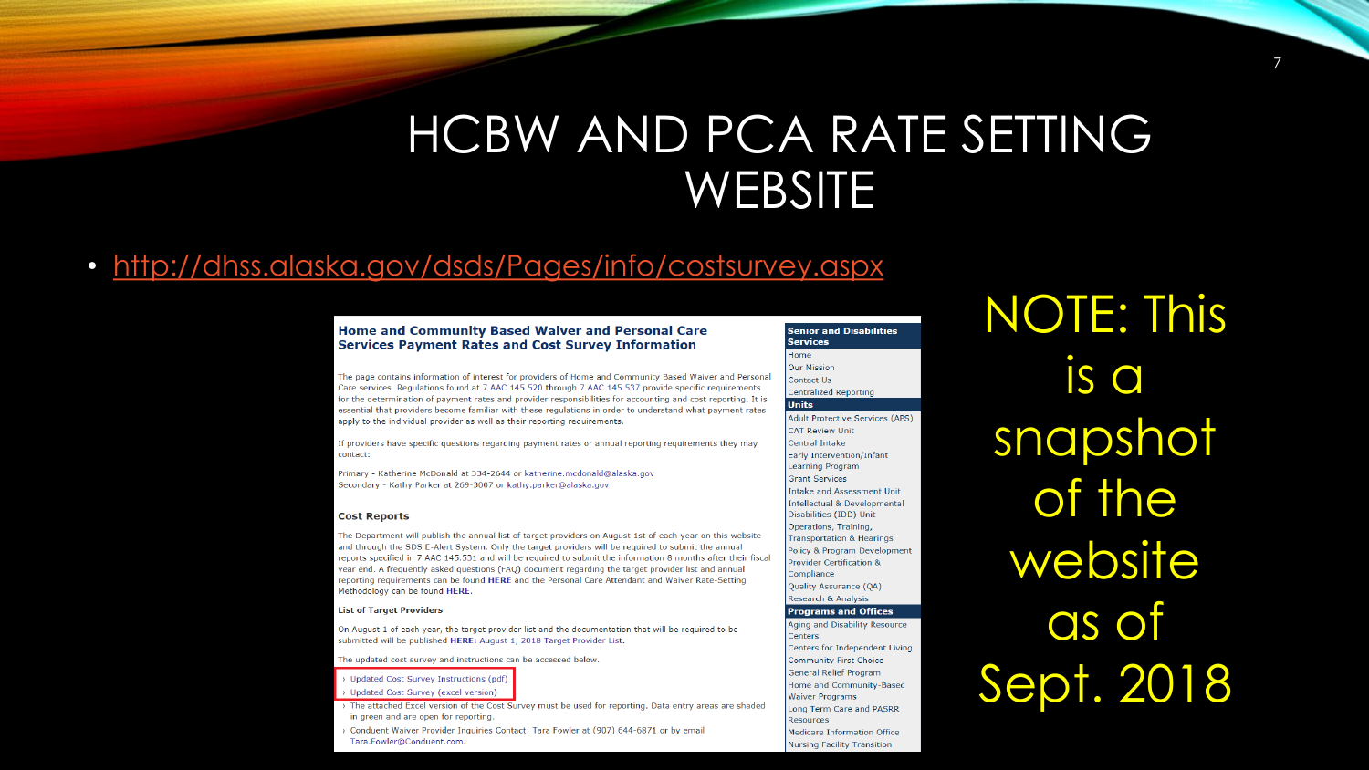# HCBW AND PCA RATE SETTING WEBSITE

- http://dhss.alaska.gov/dsds/Pages/info/costsurvey.aspx

## Home and Community Based Waiver and Personal Care Services Payment Rates and Cost Survey Information

The page contains information of interest for providers of Home and Community Based Waiver and Personal Care services. Regulations found at 7 AAC 145.520 through 7 AAC 145.537 provide specific requirements for the determination of payment rates and provider responsibilities for accounting and cost reporting. It is essential that providers become familiar with these regulations in order to understand what payment rates apply to the individual provider as well as their reporting requirements.

If providers have specific questions regarding payment rates or annual reporting requirements they may contact:

Primary - Katherine McDonald at 334-2644 or katherine.mcdonald@alaska.gov
Secondary - Kathy Parker at 269-3007 or kathy.parker@alaska.gov

### Cost Reports

The Department will publish the annual list of target providers on August 1st of each year on this website and through the SDS E-Alert System. Only the target providers will be required to submit the annual reports specified in 7 AAC 145.531 and will be required to submit the information 8 months after their fiscal year end. A frequently asked questions (FAQ) document regarding the target provider list and annual reporting requirements can be found **HERE** and the Personal Care Attendant and Waiver Rate-Setting Methodology can be found **HERE**.

### List of Target Providers

On August 1 of each year, the target provider list and the documentation that will be required to be submitted will be published **HERE**: August 1, 2018 Target Provider List.

The updated cost survey and instructions can be accessed below.

- Updated Cost Survey Instructions (pdf)
- Updated Cost Survey (excel version)
- The attached Excel version of the Cost Survey must be used for reporting. Data entry areas are shaded in green and are open for reporting.
- Conduent Waiver Provider Inquiries Contact: Tara Fowler at (907) 644-6871 or by email Tara.Fowler@Conduent.com.

**Senior and Disabilities Services**

- Home
- Our Mission
- Contact Us
- Centralized Reporting

**Units**

- Adult Protective Services (APS)
- CAT Review Unit
- Central Intake
- Early Intervention/Infant Learning Program
- Grant Services
- Intake and Assessment Unit
- Intellectual & Developmental Disabilities (IDD) Unit
- Operations, Training, Transportation & Hearings
- Policy & Program Development
- Provider Certification & Compliance
- Quality Assurance (QA)
- Research & Analysis

**Programs and Offices**

- Aging and Disability Resource Centers
- Centers for Independent Living
- Community First Choice
- General Relief Program
- Home and Community-Based Waiver Programs
- Long Term Care and PASRR Resources
- Medicare Information Office
- Nursing Facility Transition

NOTE: This is a snapshot of the website as of Sept. 2018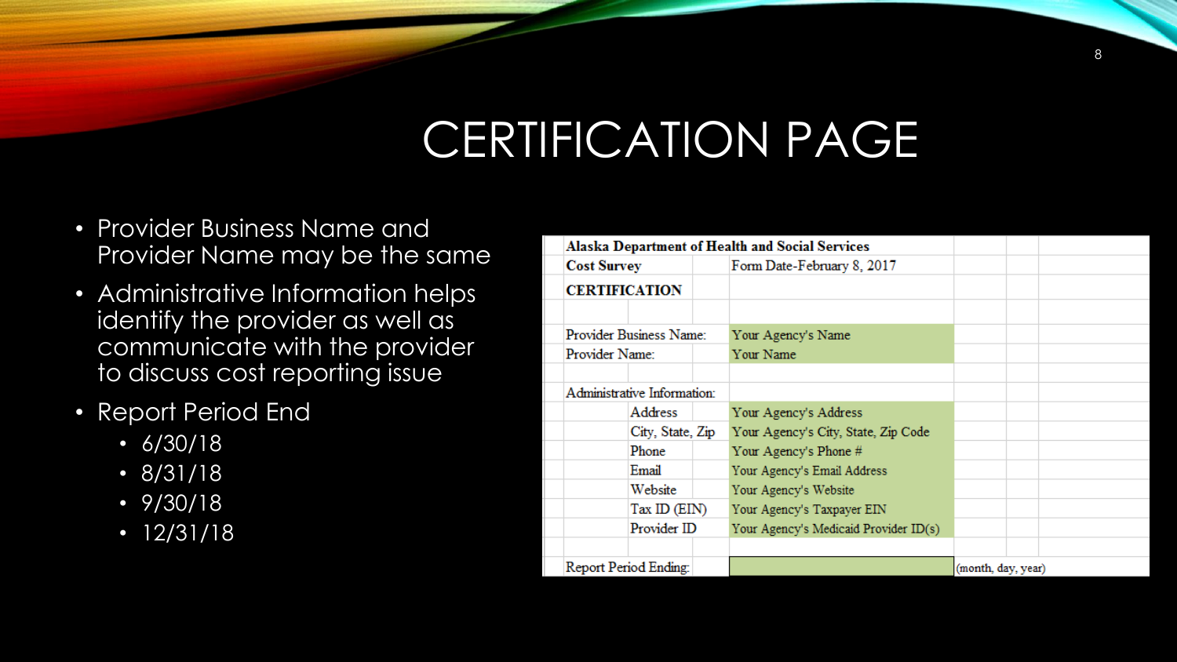# CERTIFICATION PAGE

- Provider Business Name and Provider Name may be the same
- Administrative Information helps identify the provider as well as communicate with the provider to discuss cost reporting issue
- Report Period End
  - 6/30/18
  - 8/31/18
  - 9/30/18
  - 12/31/18

| **Alaska Department of Health and Social Services** | | | |
|---|---|---|---|
| **Cost Survey** | | Form Date-February 8, 2017 | |
| **CERTIFICATION** | | | |
| | | | |
| Provider Business Name: | | Your Agency's Name | |
| Provider Name: | | Your Name | |
| | | | |
| Administrative Information: | | | |
| | Address | Your Agency's Address | |
| | City, State, Zip | Your Agency's City, State, Zip Code | |
| | Phone | Your Agency's Phone # | |
| | Email | Your Agency's Email Address | |
| | Website | Your Agency's Website | |
| | Tax ID (EIN) | Your Agency's Taxpayer EIN | |
| | Provider ID | Your Agency's Medicaid Provider ID(s) | |
| | | | |
| Report Period Ending: | | | (month, day, year) |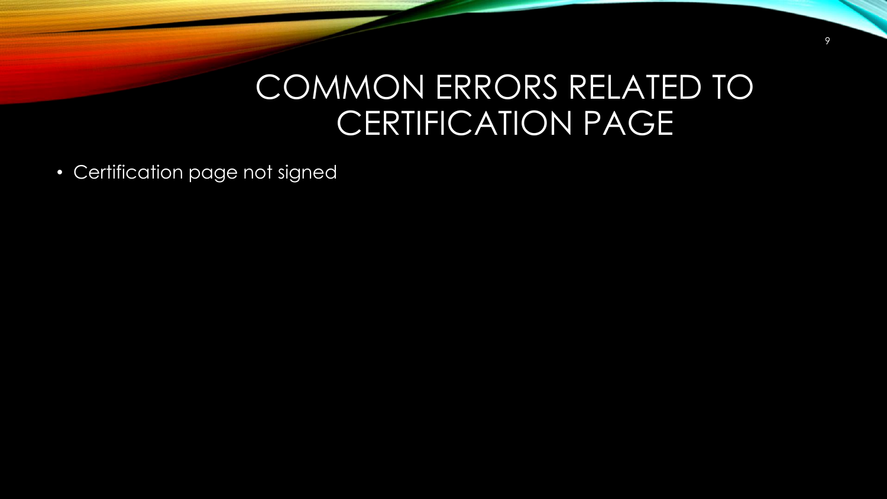# COMMON ERRORS RELATED TO CERTIFICATION PAGE

- Certification page not signed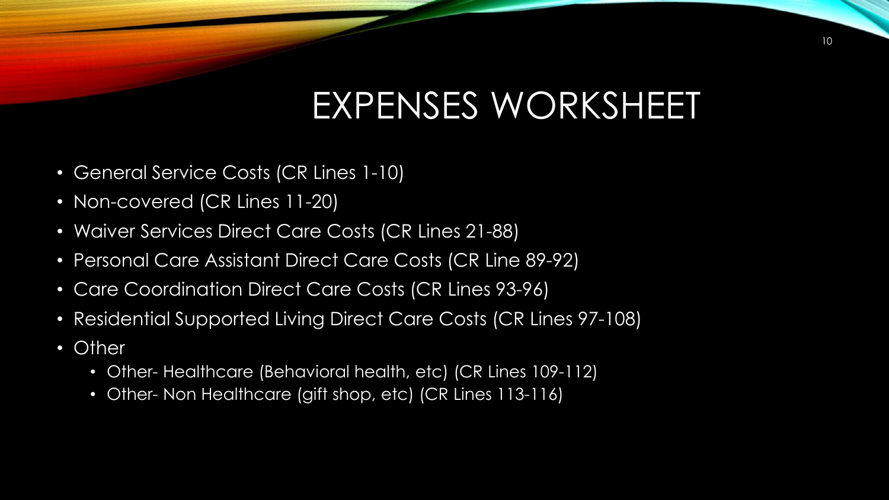# EXPENSES WORKSHEET

- General Service Costs (CR Lines 1-10)
- Non-covered (CR Lines 11-20)
- Waiver Services Direct Care Costs (CR Lines 21-88)
- Personal Care Assistant Direct Care Costs (CR Line 89-92)
- Care Coordination Direct Care Costs (CR Lines 93-96)
- Residential Supported Living Direct Care Costs (CR Lines 97-108)
- Other
  - Other- Healthcare (Behavioral health, etc) (CR Lines 109-112)
  - Other- Non Healthcare (gift shop, etc) (CR Lines 113-116)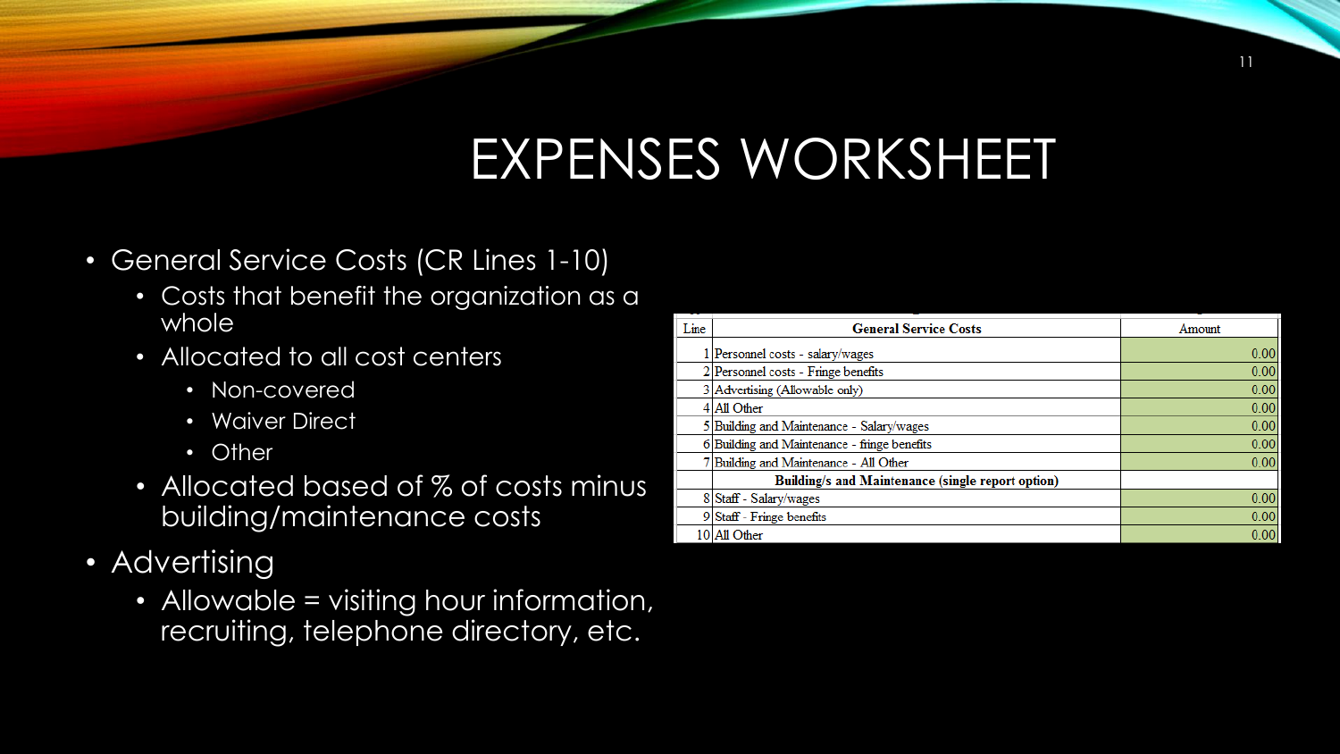# EXPENSES WORKSHEET

- General Service Costs (CR Lines 1-10)
  - Costs that benefit the organization as a whole
  - Allocated to all cost centers
    - Non-covered
    - Waiver Direct
    - Other
  - Allocated based of % of costs minus building/maintenance costs
- Advertising
  - Allowable = visiting hour information, recruiting, telephone directory, etc.

| Line | General Service Costs | Amount |
|---|---|---|
| 1 | Personnel costs - salary/wages | 0.00 |
| 2 | Personnel costs - Fringe benefits | 0.00 |
| 3 | Advertising (Allowable only) | 0.00 |
| 4 | All Other | 0.00 |
| 5 | Building and Maintenance - Salary/wages | 0.00 |
| 6 | Building and Maintenance - fringe benefits | 0.00 |
| 7 | Building and Maintenance - All Other | 0.00 |
| | **Building/s and Maintenance (single report option)** | |
| 8 | Staff - Salary/wages | 0.00 |
| 9 | Staff - Fringe benefits | 0.00 |
| 10 | All Other | 0.00 |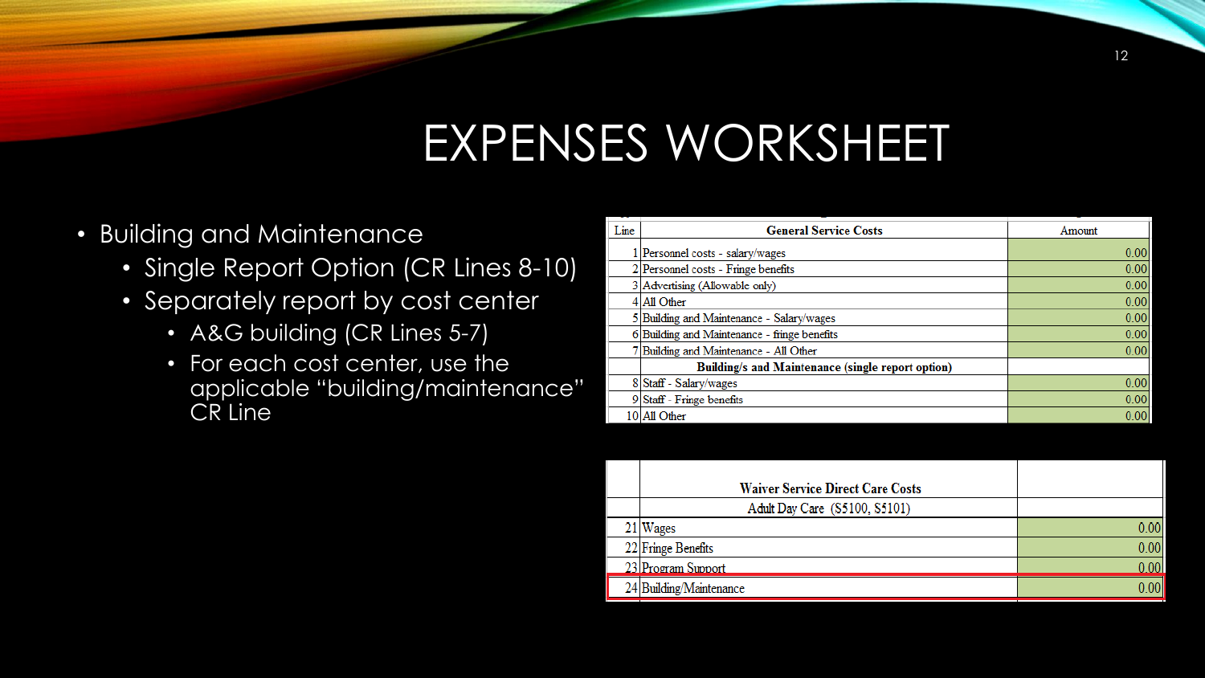# EXPENSES WORKSHEET

- Building and Maintenance
  - Single Report Option (CR Lines 8-10)
  - Separately report by cost center
    - A&G building (CR Lines 5-7)
    - For each cost center, use the applicable "building/maintenance" CR Line

| Line | General Service Costs | Amount |
|---|---|---|
| 1 | Personnel costs - salary/wages | 0.00 |
| 2 | Personnel costs - Fringe benefits | 0.00 |
| 3 | Advertising (Allowable only) | 0.00 |
| 4 | All Other | 0.00 |
| 5 | Building and Maintenance - Salary/wages | 0.00 |
| 6 | Building and Maintenance - fringe benefits | 0.00 |
| 7 | Building and Maintenance - All Other | 0.00 |
| | **Building/s and Maintenance (single report option)** | |
| 8 | Staff - Salary/wages | 0.00 |
| 9 | Staff - Fringe benefits | 0.00 |
| 10 | All Other | 0.00 |

| | Waiver Service Direct Care Costs | |
|---|---|---|
| | Adult Day Care (S5100, S5101) | |
| 21 | Wages | 0.00 |
| 22 | Fringe Benefits | 0.00 |
| 23 | Program Support | 0.00 |
| 24 | Building/Maintenance | 0.00 |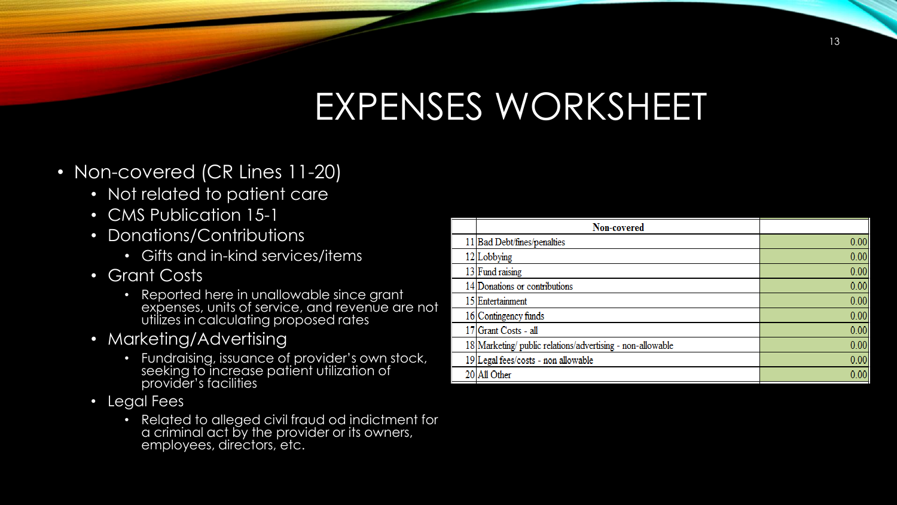# EXPENSES WORKSHEET

- Non-covered (CR Lines 11-20)
  - Not related to patient care
  - CMS Publication 15-1
  - Donations/Contributions
    - Gifts and in-kind services/items
  - Grant Costs
    - Reported here in unallowable since grant expenses, units of service, and revenue are not utilizes in calculating proposed rates
  - Marketing/Advertising
    - Fundraising, issuance of provider's own stock, seeking to increase patient utilization of provider's facilities
  - Legal Fees
    - Related to alleged civil fraud od indictment for a criminal act by the provider or its owners, employees, directors, etc.

| | Non-covered | |
|---|---|---|
| 11 | Bad Debt/fines/penalties | 0.00 |
| 12 | Lobbying | 0.00 |
| 13 | Fund raising | 0.00 |
| 14 | Donations or contributions | 0.00 |
| 15 | Entertainment | 0.00 |
| 16 | Contingency funds | 0.00 |
| 17 | Grant Costs - all | 0.00 |
| 18 | Marketing/ public relations/advertising - non-allowable | 0.00 |
| 19 | Legal fees/costs - non allowable | 0.00 |
| 20 | All Other | 0.00 |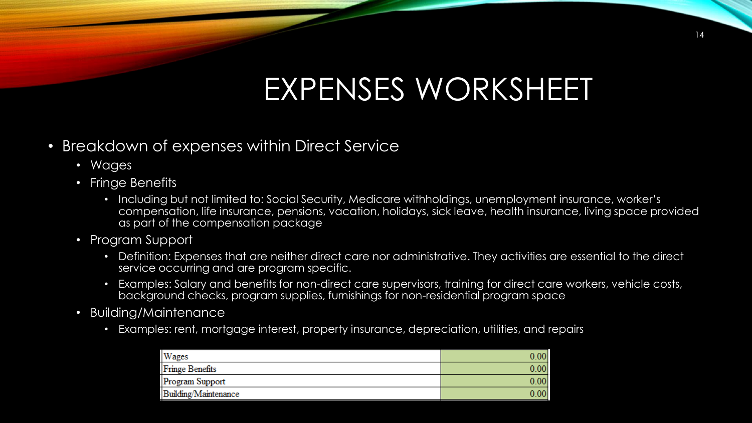# EXPENSES WORKSHEET

- Breakdown of expenses within Direct Service
  - Wages
  - Fringe Benefits
    - Including but not limited to: Social Security, Medicare withholdings, unemployment insurance, worker's compensation, life insurance, pensions, vacation, holidays, sick leave, health insurance, living space provided as part of the compensation package
  - Program Support
    - Definition: Expenses that are neither direct care nor administrative. They activities are essential to the direct service occurring and are program specific.
    - Examples: Salary and benefits for non-direct care supervisors, training for direct care workers, vehicle costs, background checks, program supplies, furnishings for non-residential program space
  - Building/Maintenance
    - Examples: rent, mortgage interest, property insurance, depreciation, utilities, and repairs

| | |
|---|---|
| Wages | 0.00 |
| Fringe Benefits | 0.00 |
| Program Support | 0.00 |
| Building/Maintenance | 0.00 |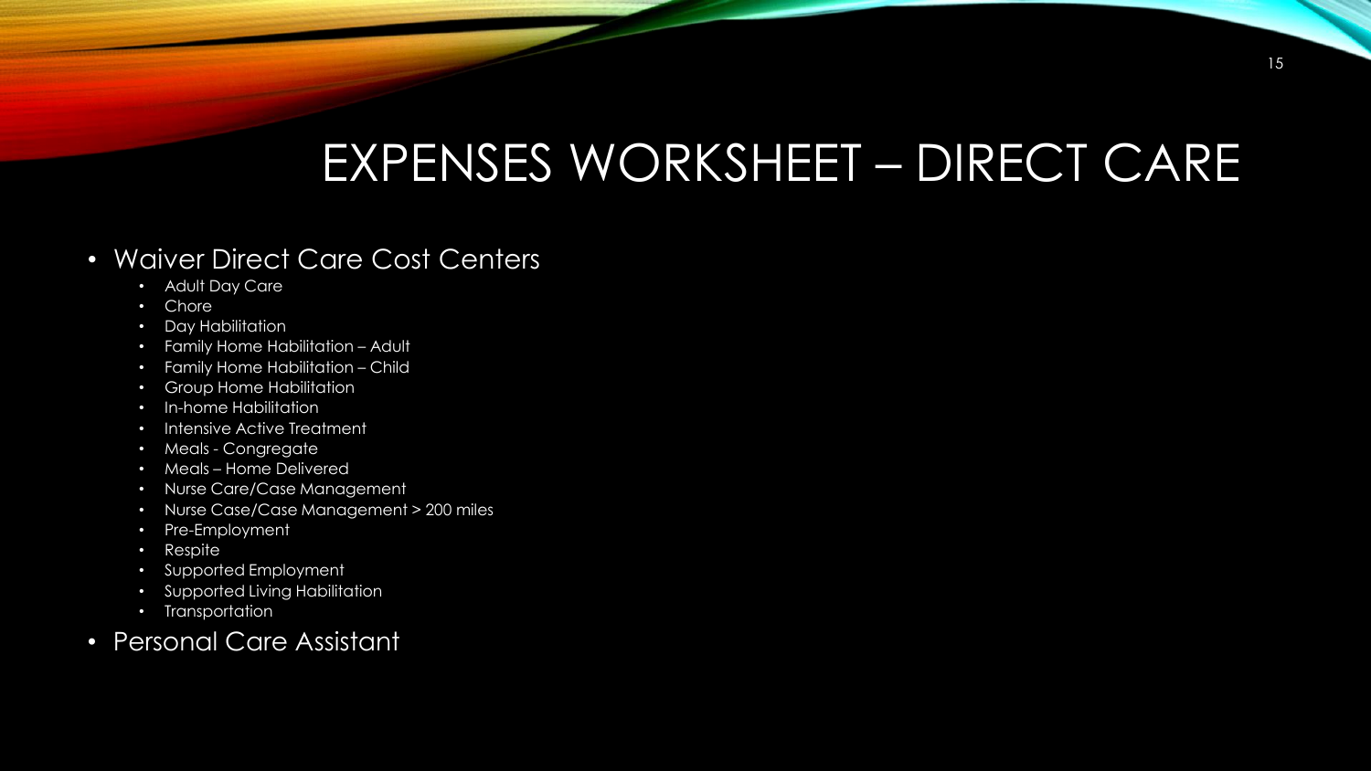# EXPENSES WORKSHEET – DIRECT CARE

- Waiver Direct Care Cost Centers
  - Adult Day Care
  - Chore
  - Day Habilitation
  - Family Home Habilitation – Adult
  - Family Home Habilitation – Child
  - Group Home Habilitation
  - In-home Habilitation
  - Intensive Active Treatment
  - Meals - Congregate
  - Meals – Home Delivered
  - Nurse Care/Case Management
  - Nurse Case/Case Management > 200 miles
  - Pre-Employment
  - Respite
  - Supported Employment
  - Supported Living Habilitation
  - Transportation
- Personal Care Assistant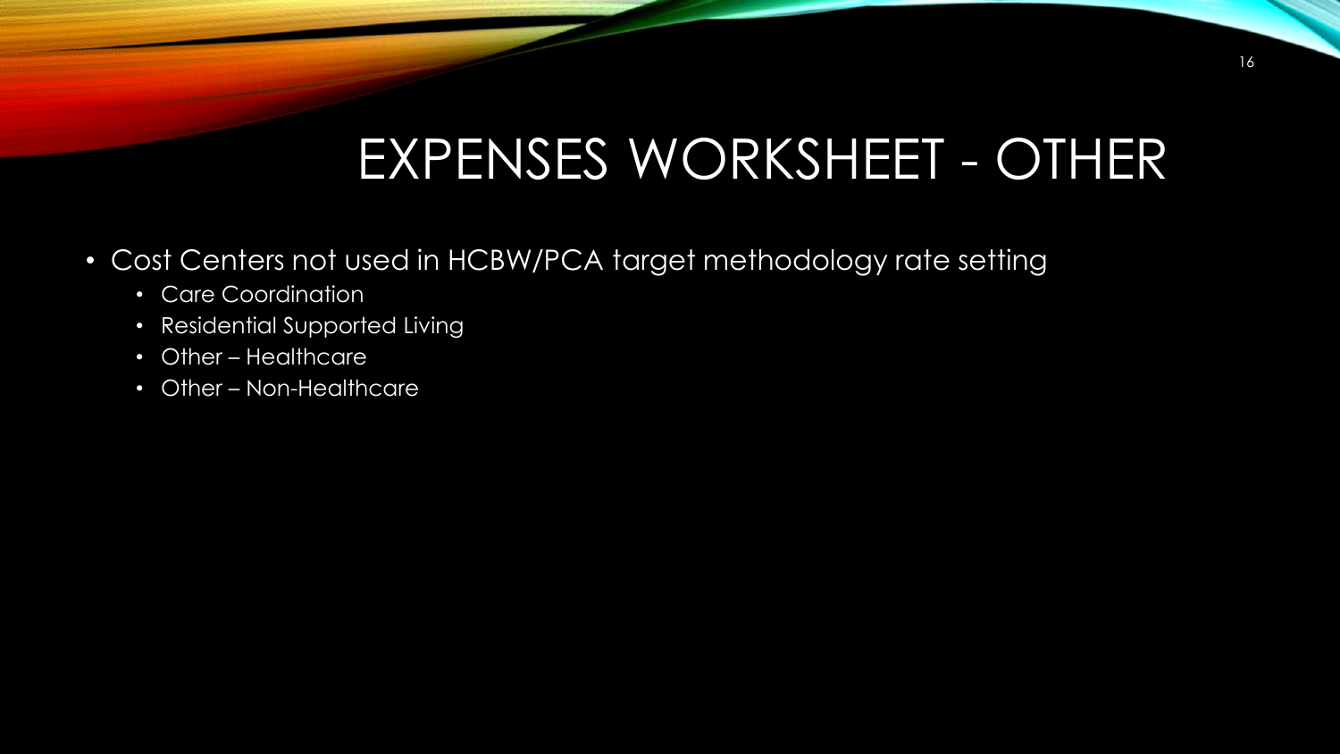# EXPENSES WORKSHEET - OTHER

- Cost Centers not used in HCBW/PCA target methodology rate setting
  - Care Coordination
  - Residential Supported Living
  - Other – Healthcare
  - Other – Non-Healthcare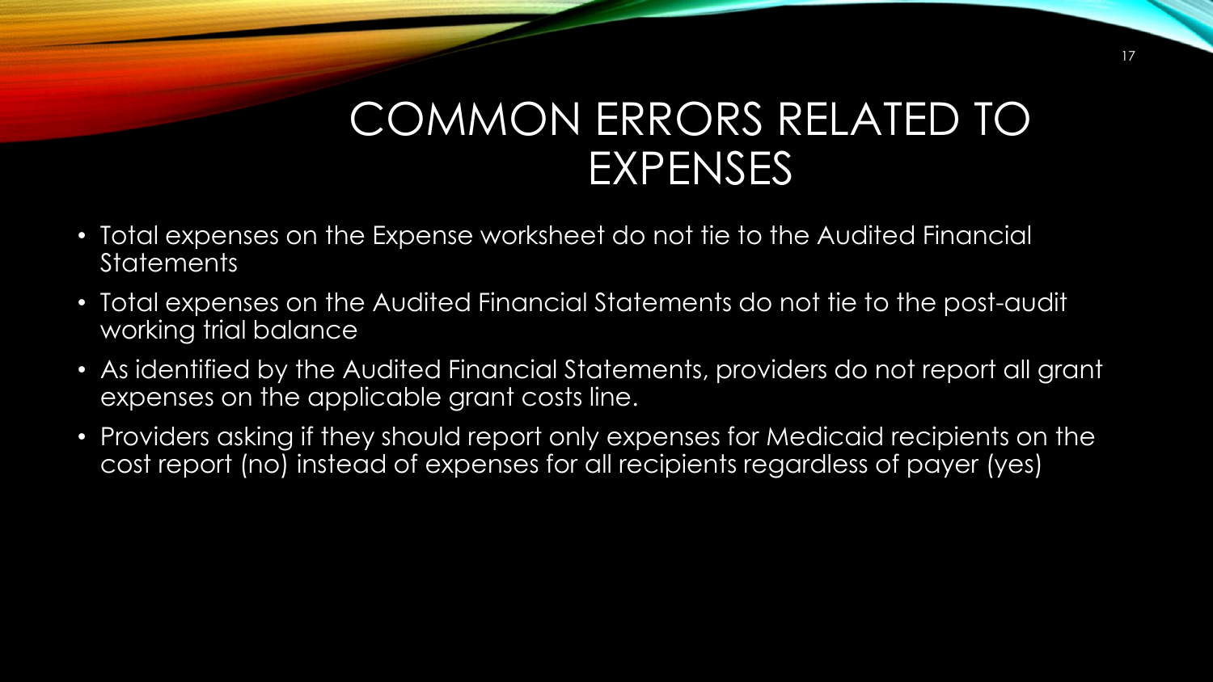# COMMON ERRORS RELATED TO EXPENSES

- Total expenses on the Expense worksheet do not tie to the Audited Financial Statements
- Total expenses on the Audited Financial Statements do not tie to the post-audit working trial balance
- As identified by the Audited Financial Statements, providers do not report all grant expenses on the applicable grant costs line.
- Providers asking if they should report only expenses for Medicaid recipients on the cost report (no) instead of expenses for all recipients regardless of payer (yes)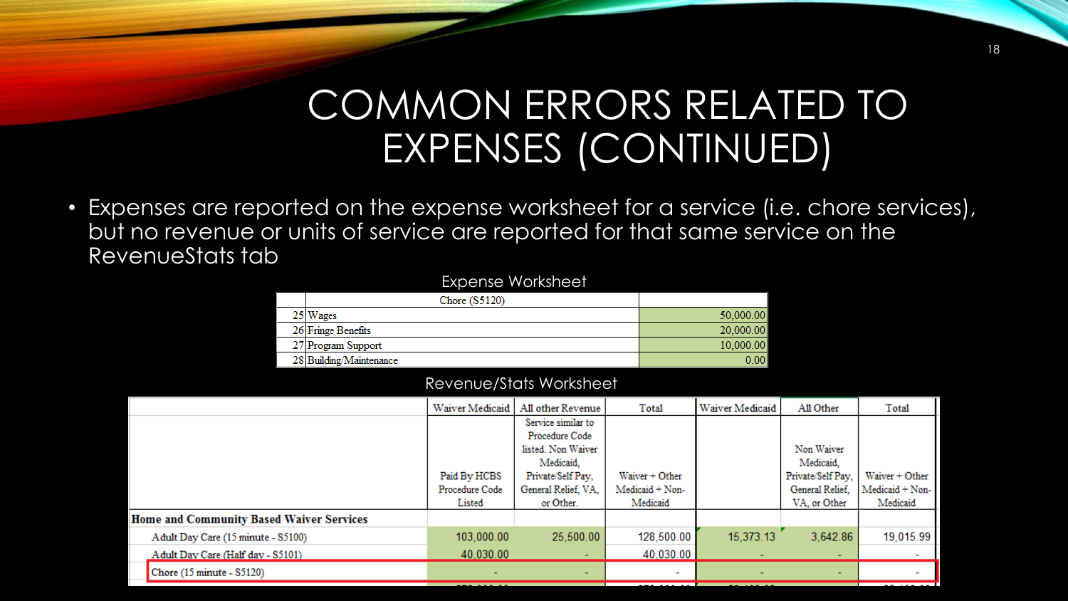# COMMON ERRORS RELATED TO EXPENSES (CONTINUED)

- Expenses are reported on the expense worksheet for a service (i.e. chore services), but no revenue or units of service are reported for that same service on the RevenueStats tab

Expense Worksheet

| | Chore (S5120) | |
|---|---|---|
| 25 | Wages | 50,000.00 |
| 26 | Fringe Benefits | 20,000.00 |
| 27 | Program Support | 10,000.00 |
| 28 | Building/Maintenance | 0.00 |

Revenue/Stats Worksheet

| | Waiver Medicaid | All other Revenue | Total | Waiver Medicaid | All Other | Total |
|---|---|---|---|---|---|---|
| | Paid By HCBS Procedure Code Listed | Service similar to Procedure Code listed. Non Waiver Medicaid, Private/Self Pay, General Relief, VA, or Other. | Waiver + Other Medicaid + Non-Medicaid | | Non Waiver Medicaid, Private/Self Pay, General Relief, VA, or Other | Waiver + Other Medicaid + Non-Medicaid |
| **Home and Community Based Waiver Services** | | | | | | |
| Adult Day Care (15 minute - S5100) | 103,000.00 | 25,500.00 | 128,500.00 | 15,373.13 | 3,642.86 | 19,015.99 |
| Adult Day Care (Half day - S5101) | 40,030.00 | - | 40,030.00 | - | - | - |
| Chore (15 minute - S5120) | - | - | - | - | - | - |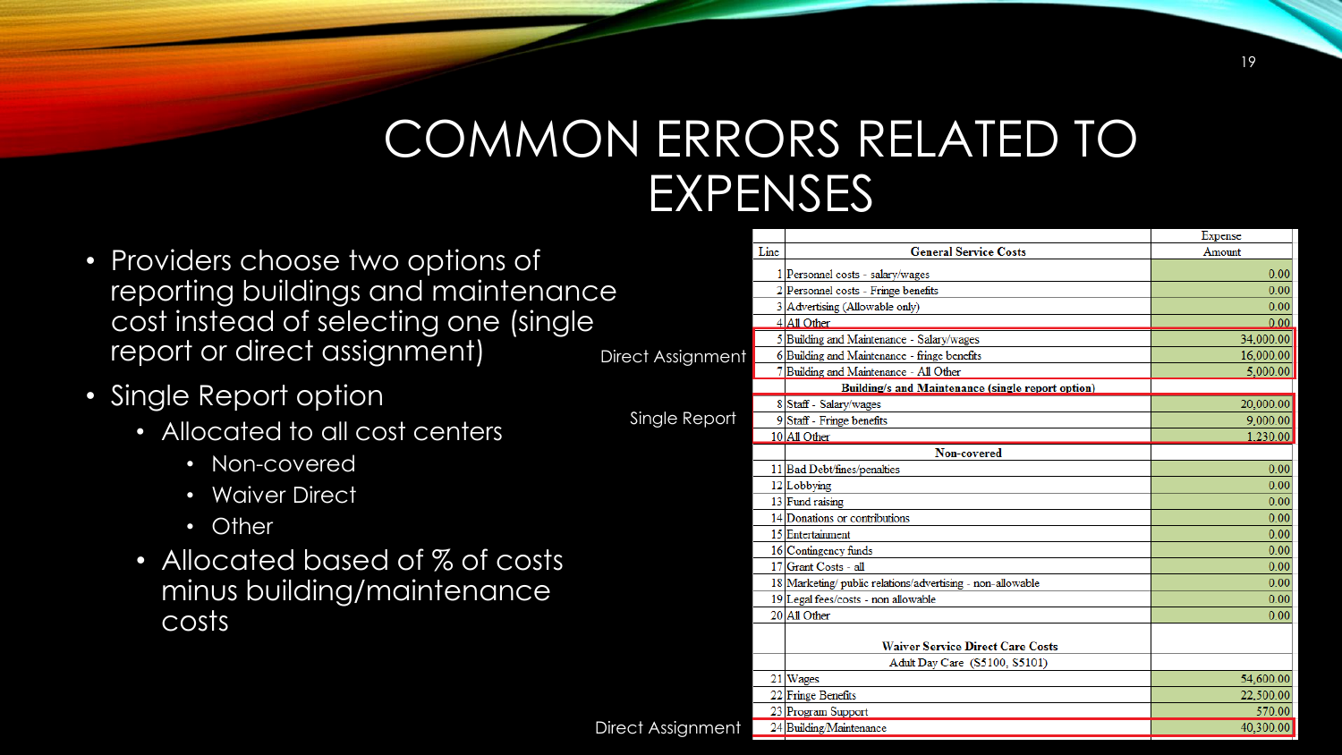# COMMON ERRORS RELATED TO EXPENSES

- Providers choose two options of reporting buildings and maintenance cost instead of selecting one (single report or direct assignment)
- Single Report option
  - Allocated to all cost centers
    - Non-covered
    - Waiver Direct
    - Other
  - Allocated based of % of costs minus building/maintenance costs

| | Line | General Service Costs | Expense Amount |
|---|---|---|---|
| | 1 | Personnel costs - salary/wages | 0.00 |
| | 2 | Personnel costs - Fringe benefits | 0.00 |
| | 3 | Advertising (Allowable only) | 0.00 |
| | 4 | All Other | 0.00 |
| Direct Assignment | 5 | Building and Maintenance - Salary/wages | 34,000.00 |
| | 6 | Building and Maintenance - fringe benefits | 16,000.00 |
| | 7 | Building and Maintenance - All Other | 5,000.00 |
| | | **Building/s and Maintenance (single report option)** | |
| Single Report | 8 | Staff - Salary/wages | 20,000.00 |
| | 9 | Staff - Fringe benefits | 9,000.00 |
| | 10 | All Other | 1,230.00 |
| | | **Non-covered** | |
| | 11 | Bad Debt/fines/penalties | 0.00 |
| | 12 | Lobbying | 0.00 |
| | 13 | Fund raising | 0.00 |
| | 14 | Donations or contributions | 0.00 |
| | 15 | Entertainment | 0.00 |
| | 16 | Contingency funds | 0.00 |
| | 17 | Grant Costs - all | 0.00 |
| | 18 | Marketing/ public relations/advertising - non-allowable | 0.00 |
| | 19 | Legal fees/costs - non allowable | 0.00 |
| | 20 | All Other | 0.00 |
| | | **Waiver Service Direct Care Costs** | |
| | | Adult Day Care (S5100, S5101) | |
| | 21 | Wages | 54,600.00 |
| | 22 | Fringe Benefits | 22,500.00 |
| | 23 | Program Support | 570.00 |
| Direct Assignment | 24 | Building/Maintenance | 40,300.00 |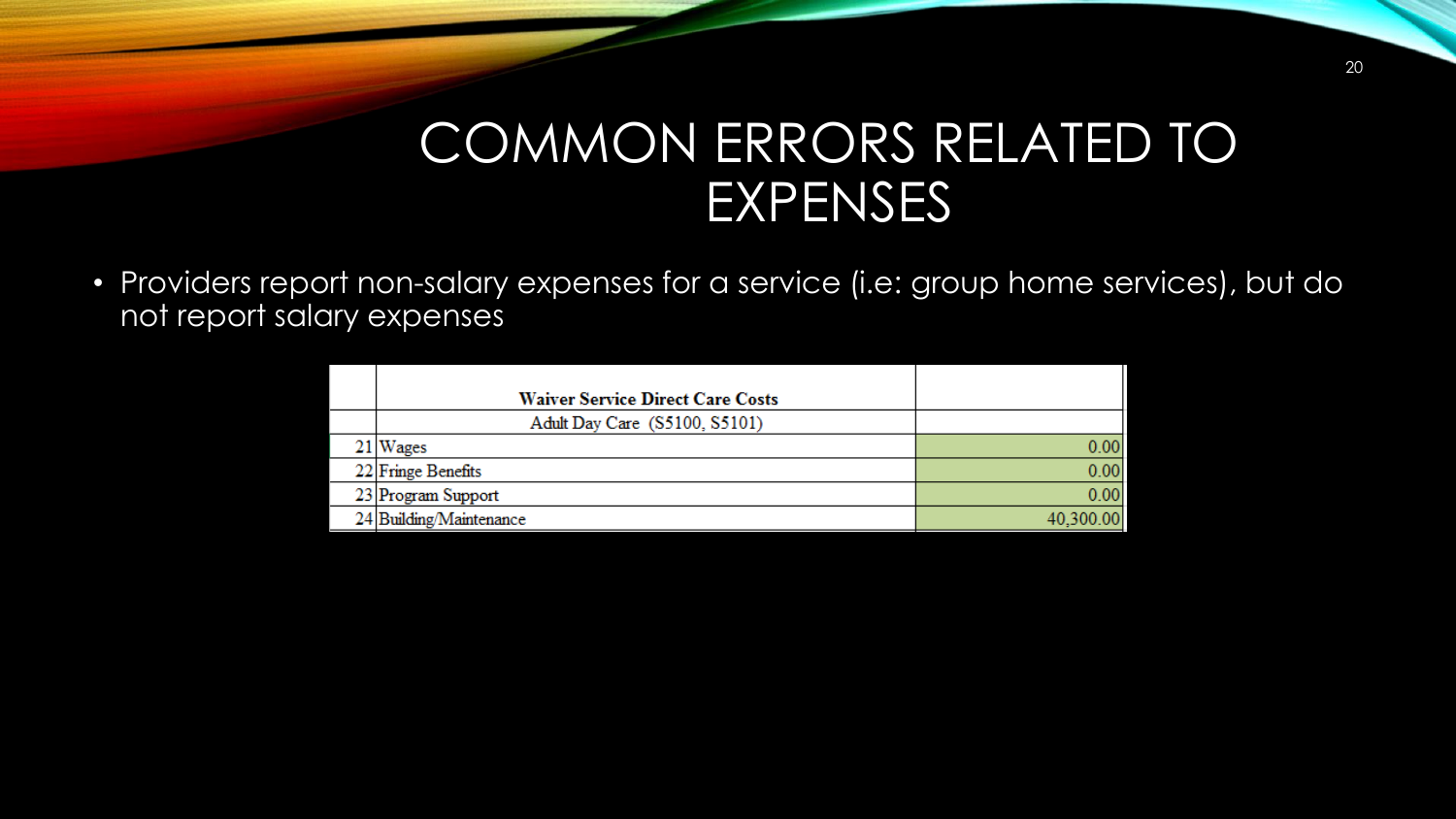# COMMON ERRORS RELATED TO EXPENSES

- Providers report non-salary expenses for a service (i.e: group home services), but do not report salary expenses

| | Waiver Service Direct Care Costs | |
|---|---|---|
| | Adult Day Care (S5100, S5101) | |
| 21 | Wages | 0.00 |
| 22 | Fringe Benefits | 0.00 |
| 23 | Program Support | 0.00 |
| 24 | Building/Maintenance | 40,300.00 |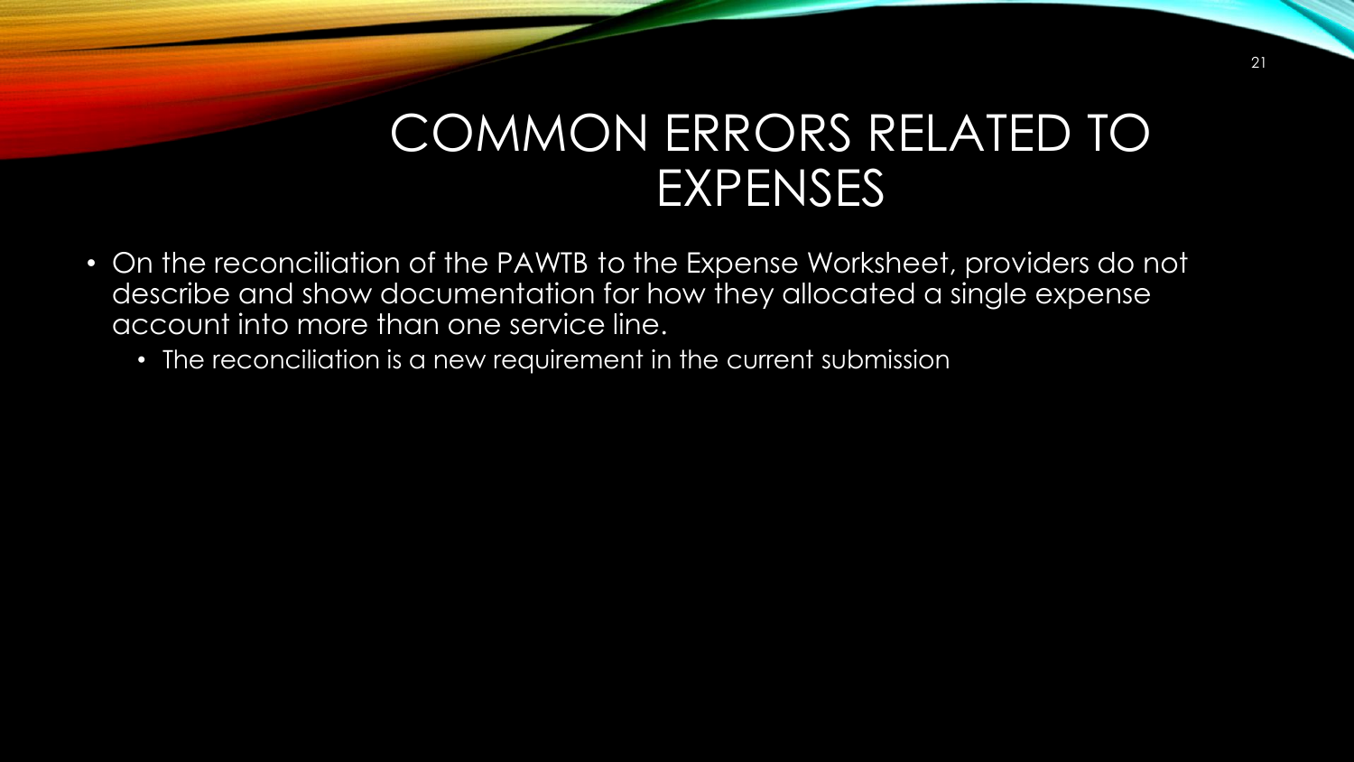# COMMON ERRORS RELATED TO EXPENSES

- On the reconciliation of the PAWTB to the Expense Worksheet, providers do not describe and show documentation for how they allocated a single expense account into more than one service line.
  - The reconciliation is a new requirement in the current submission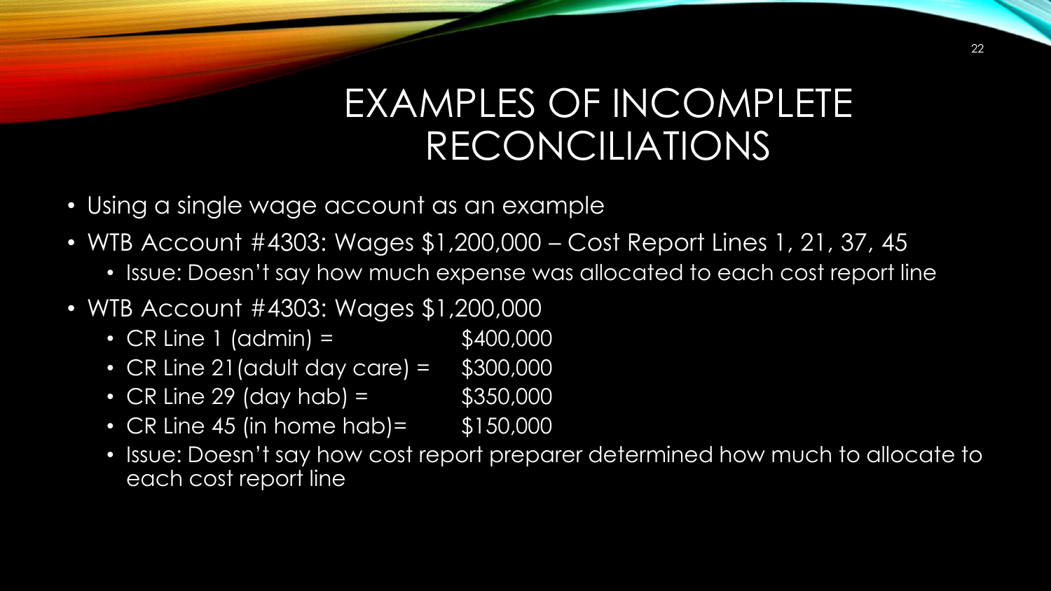# EXAMPLES OF INCOMPLETE RECONCILIATIONS

- Using a single wage account as an example
- WTB Account #4303: Wages $1,200,000 – Cost Report Lines 1, 21, 37, 45
  - Issue: Doesn't say how much expense was allocated to each cost report line
- WTB Account #4303: Wages $1,200,000
  - CR Line 1 (admin) = $400,000
  - CR Line 21(adult day care) = $300,000
  - CR Line 29 (day hab) = $350,000
  - CR Line 45 (in home hab)= $150,000
  - Issue: Doesn't say how cost report preparer determined how much to allocate to each cost report line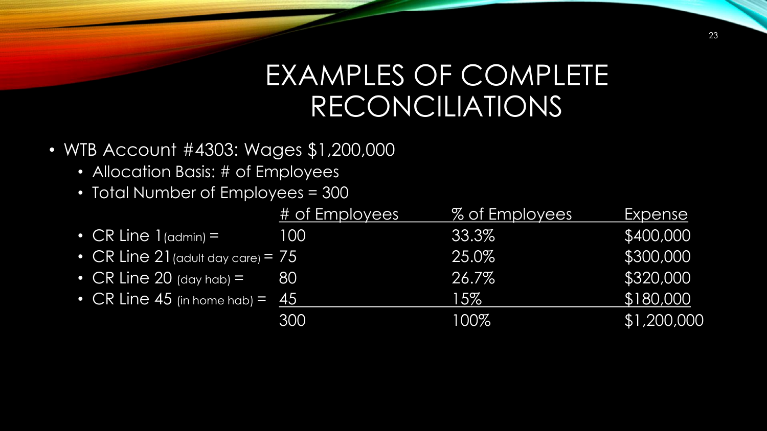# EXAMPLES OF COMPLETE RECONCILIATIONS

- WTB Account #4303: Wages $1,200,000
  - Allocation Basis: # of Employees
  - Total Number of Employees = 300

| | # of Employees | % of Employees | Expense |
|---|---|---|---|
| • CR Line 1 (admin) = | 100 | 33.3% | $400,000 |
| • CR Line 21 (adult day care) = | 75 | 25.0% | $300,000 |
| • CR Line 20 (day hab) = | 80 | 26.7% | $320,000 |
| • CR Line 45 (in home hab) = | 45 | 15% | $180,000 |
| | 300 | 100% | $1,200,000 |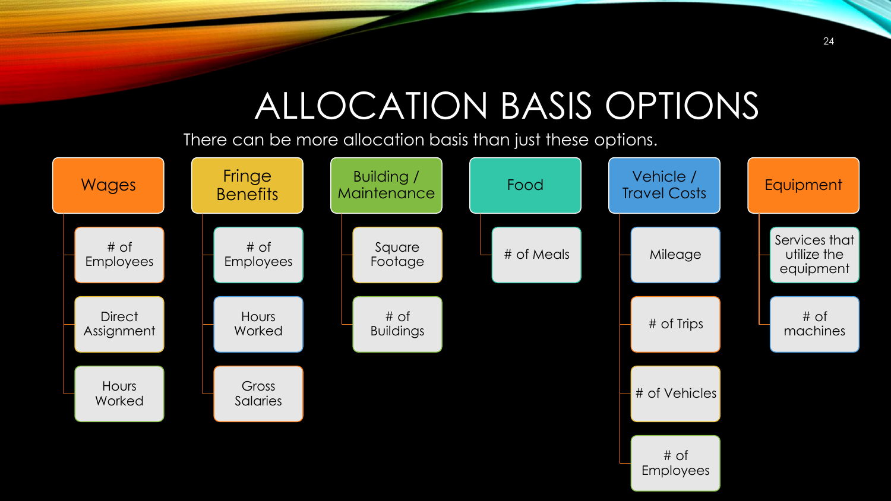# ALLOCATION BASIS OPTIONS

There can be more allocation basis than just these options.

- **Wages**
  - # of Employees
  - Direct Assignment
  - Hours Worked
- **Fringe Benefits**
  - # of Employees
  - Hours Worked
  - Gross Salaries
- **Building / Maintenance**
  - Square Footage
  - # of Buildings
- **Food**
  - # of Meals
- **Vehicle / Travel Costs**
  - Mileage
  - # of Trips
  - # of Vehicles
  - # of Employees
- **Equipment**
  - Services that utilize the equipment
  - # of machines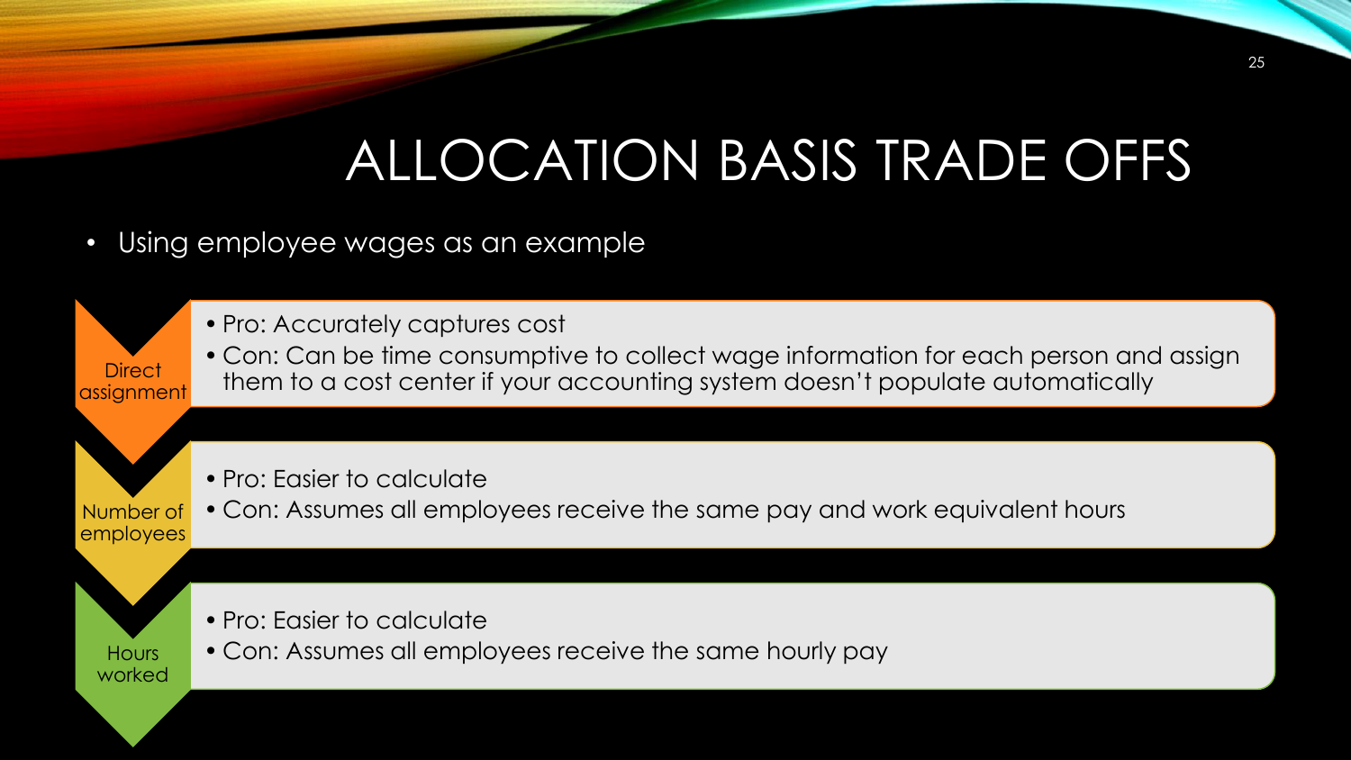# ALLOCATION BASIS TRADE OFFS

- Using employee wages as an example

**Direct assignment**

- Pro: Accurately captures cost
- Con: Can be time consumptive to collect wage information for each person and assign them to a cost center if your accounting system doesn't populate automatically

**Number of employees**

- Pro: Easier to calculate
- Con: Assumes all employees receive the same pay and work equivalent hours

**Hours worked**

- Pro: Easier to calculate
- Con: Assumes all employees receive the same hourly pay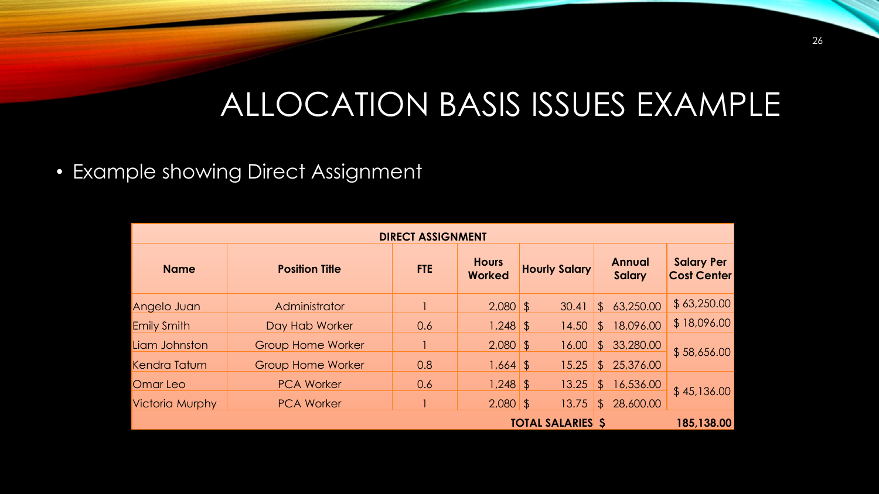# ALLOCATION BASIS ISSUES EXAMPLE

- Example showing Direct Assignment

| DIRECT ASSIGNMENT | | | | | | |
|---|---|---|---|---|---|---|
| **Name** | **Position Title** | **FTE** | **Hours Worked** | **Hourly Salary** | **Annual Salary** | **Salary Per Cost Center** |
| Angelo Juan | Administrator | 1 | 2,080 | $ 30.41 | $ 63,250.00 | $ 63,250.00 |
| Emily Smith | Day Hab Worker | 0.6 | 1,248 | $ 14.50 | $ 18,096.00 | $ 18,096.00 |
| Liam Johnston | Group Home Worker | 1 | 2,080 | $ 16.00 | $ 33,280.00 | $ 58,656.00 |
| Kendra Tatum | Group Home Worker | 0.8 | 1,664 | $ 15.25 | $ 25,376.00 | |
| Omar Leo | PCA Worker | 0.6 | 1,248 | $ 13.25 | $ 16,536.00 | $ 45,136.00 |
| Victoria Murphy | PCA Worker | 1 | 2,080 | $ 13.75 | $ 28,600.00 | |
| | | | | **TOTAL SALARIES** | **$** | **185,138.00** |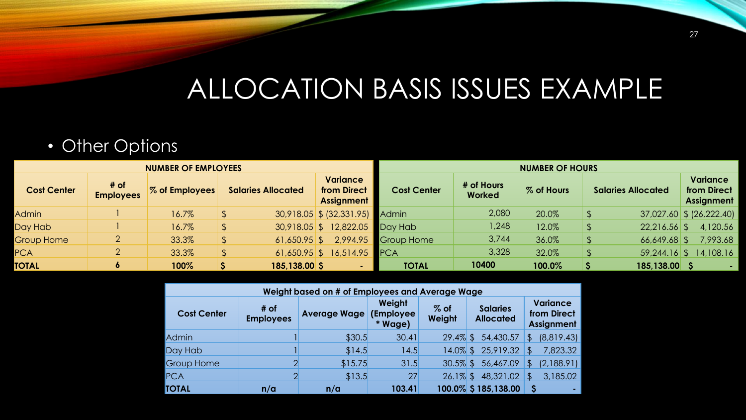# ALLOCATION BASIS ISSUES EXAMPLE

- Other Options

| NUMBER OF EMPLOYEES | | | | |
|---|---|---|---|---|
| Cost Center | # of Employees | % of Employees | Salaries Allocated | Variance from Direct Assignment |
| Admin | 1 | 16.7% | $ 30,918.05 | $ (32,331.95) |
| Day Hab | 1 | 16.7% | $ 30,918.05 | $ 12,822.05 |
| Group Home | 2 | 33.3% | $ 61,650.95 | $ 2,994.95 |
| PCA | 2 | 33.3% | $ 61,650.95 | $ 16,514.95 |
| **TOTAL** | **6** | **100%** | **$ 185,138.00** | **$ -** |

| NUMBER OF HOURS | | | | |
|---|---|---|---|---|
| Cost Center | # of Hours Worked | % of Hours | Salaries Allocated | Variance from Direct Assignment |
| Admin | 2,080 | 20.0% | $ 37,027.60 | $ (26,222.40) |
| Day Hab | 1,248 | 12.0% | $ 22,216.56 | $ 4,120.56 |
| Group Home | 3,744 | 36.0% | $ 66,649.68 | $ 7,993.68 |
| PCA | 3,328 | 32.0% | $ 59,244.16 | $ 14,108.16 |
| **TOTAL** | **10400** | **100.0%** | **$ 185,138.00** | **$ -** |

| Weight based on # of Employees and Average Wage | | | | | | |
|---|---|---|---|---|---|---|
| Cost Center | # of Employees | Average Wage | Weight (Employee * Wage) | % of Weight | Salaries Allocated | Variance from Direct Assignment |
| Admin | 1 | $30.5 | 30.41 | 29.4% | $ 54,430.57 | $ (8,819.43) |
| Day Hab | 1 | $14.5 | 14.5 | 14.0% | $ 25,919.32 | $ 7,823.32 |
| Group Home | 2 | $15.75 | 31.5 | 30.5% | $ 56,467.09 | $ (2,188.91) |
| PCA | 2 | $13.5 | 27 | 26.1% | $ 48,321.02 | $ 3,185.02 |
| **TOTAL** | **n/a** | **n/a** | **103.41** | **100.0%** | **$ 185,138.00** | **$ -** |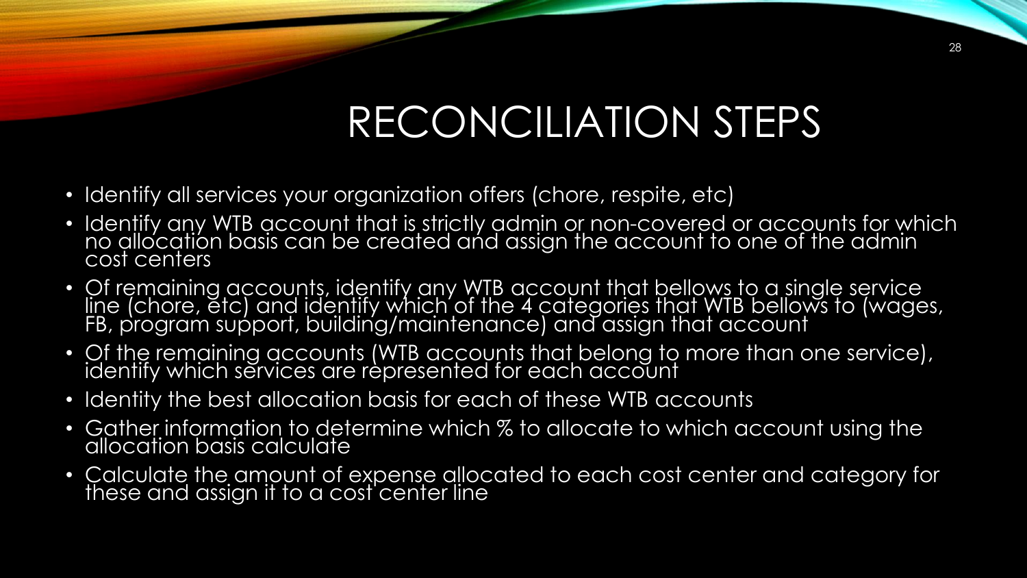# RECONCILIATION STEPS

- Identify all services your organization offers (chore, respite, etc)
- Identify any WTB account that is strictly admin or non-covered or accounts for which no allocation basis can be created and assign the account to one of the admin cost centers
- Of remaining accounts, identify any WTB account that bellows to a single service line (chore, etc) and identify which of the 4 categories that WTB bellows to (wages, FB, program support, building/maintenance) and assign that account
- Of the remaining accounts (WTB accounts that belong to more than one service), identify which services are represented for each account
- Identity the best allocation basis for each of these WTB accounts
- Gather information to determine which % to allocate to which account using the allocation basis calculate
- Calculate the amount of expense allocated to each cost center and category for these and assign it to a cost center line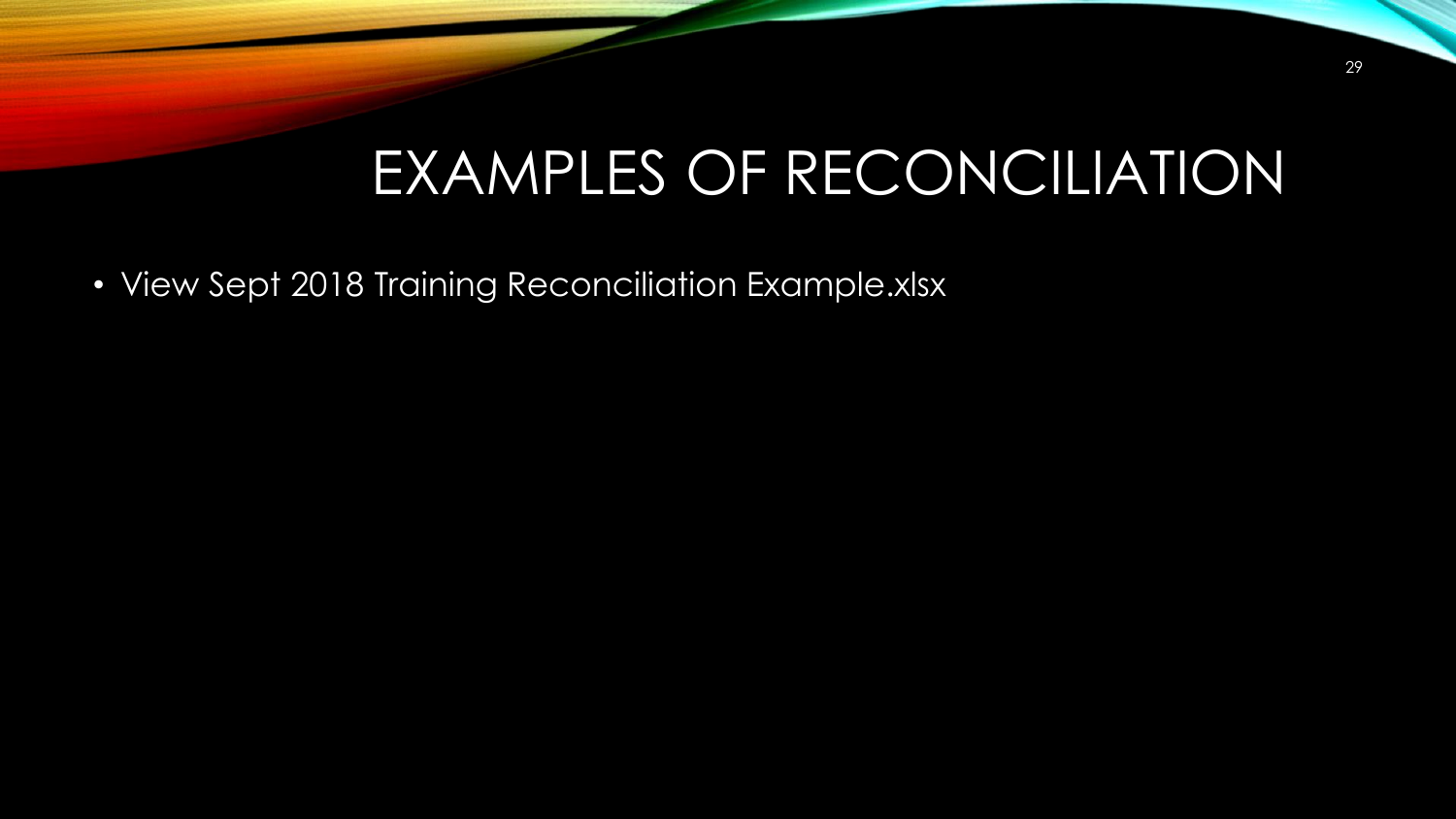# EXAMPLES OF RECONCILIATION

- View Sept 2018 Training Reconciliation Example.xlsx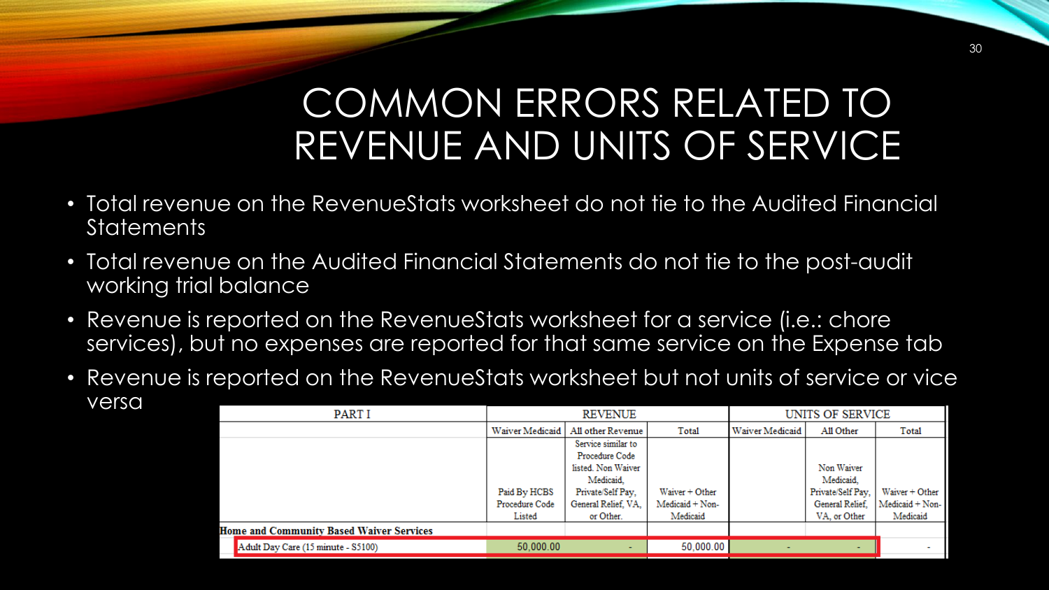# COMMON ERRORS RELATED TO REVENUE AND UNITS OF SERVICE

- Total revenue on the RevenueStats worksheet do not tie to the Audited Financial Statements
- Total revenue on the Audited Financial Statements do not tie to the post-audit working trial balance
- Revenue is reported on the RevenueStats worksheet for a service (i.e.: chore services), but no expenses are reported for that same service on the Expense tab
- Revenue is reported on the RevenueStats worksheet but not units of service or vice versa

| PART I | REVENUE | | | UNITS OF SERVICE | | |
|---|---|---|---|---|---|---|
| | Waiver Medicaid | All other Revenue | Total | Waiver Medicaid | All Other | Total |
| | Paid By HCBS Procedure Code Listed | Service similar to Procedure Code listed. Non Waiver Medicaid, Private/Self Pay, General Relief, VA, or Other. | Waiver + Other Medicaid + Non-Medicaid | | Non Waiver Medicaid, Private/Self Pay, General Relief, VA, or Other | Waiver + Other Medicaid + Non-Medicaid |
| **Home and Community Based Waiver Services** | | | | | | |
| Adult Day Care (15 minute - S5100) | 50,000.00 | - | 50,000.00 | - | - | - |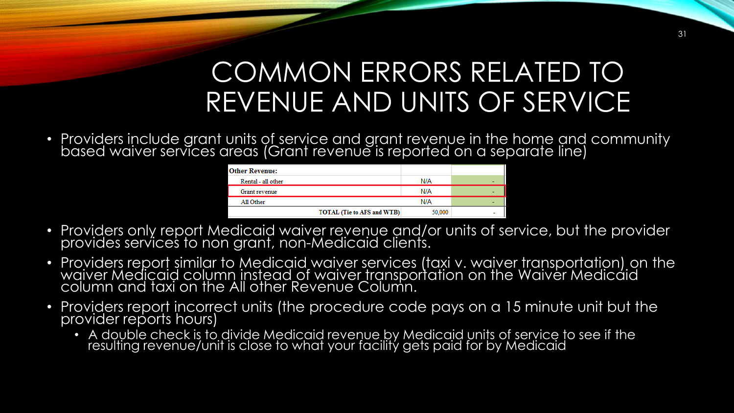# COMMON ERRORS RELATED TO REVENUE AND UNITS OF SERVICE

- Providers include grant units of service and grant revenue in the home and community based waiver services areas (Grant revenue is reported on a separate line)

| **Other Revenue:** | | |
|---|---|---|
| Rental - all other | N/A | - |
| Grant revenue | N/A | - |
| All Other | N/A | - |
| **TOTAL (Tie to AFS and WTB)** | 50,000 | - |

- Providers only report Medicaid waiver revenue and/or units of service, but the provider provides services to non grant, non-Medicaid clients.
- Providers report similar to Medicaid waiver services (taxi v. waiver transportation) on the waiver Medicaid column instead of waiver transportation on the Waiver Medicaid column and taxi on the All other Revenue Column.
- Providers report incorrect units (the procedure code pays on a 15 minute unit but the provider reports hours)
  - A double check is to divide Medicaid revenue by Medicaid units of service to see if the resulting revenue/unit is close to what your facility gets paid for by Medicaid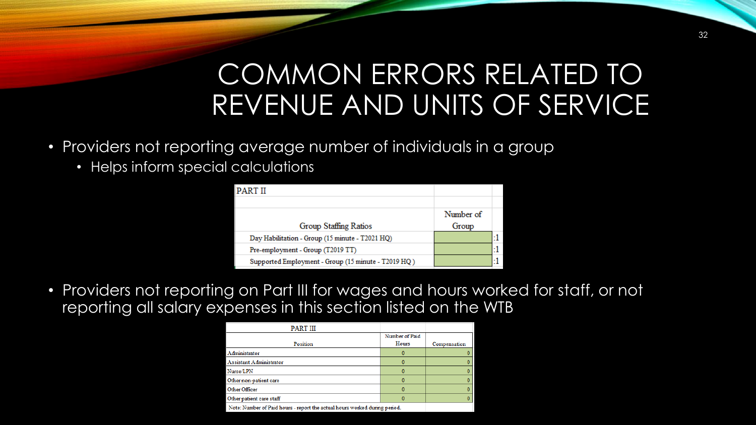# COMMON ERRORS RELATED TO REVENUE AND UNITS OF SERVICE

- Providers not reporting average number of individuals in a group
  - Helps inform special calculations

| PART II | | |
|---|---|---|
| Group Staffing Ratios | Number of Group | |
| Day Habilitation - Group (15 minute - T2021 HQ) | | :1 |
| Pre-employment - Group (T2019 TT) | | :1 |
| Supported Employment - Group (15 minute - T2019 HQ ) | | :1 |

- Providers not reporting on Part III for wages and hours worked for staff, or not reporting all salary expenses in this section listed on the WTB

| PART III | | |
|---|---|---|
| Position | Number of Paid Hours | Compensation |
| Administrator | 0 | 0 |
| Assistant Administrator | 0 | 0 |
| Nurse/LPN | 0 | 0 |
| Other non-patient care | 0 | 0 |
| Other Officer | 0 | 0 |
| Other patient care staff | 0 | 0 |

Note: Number of Paid hours - report the actual hours worked during period.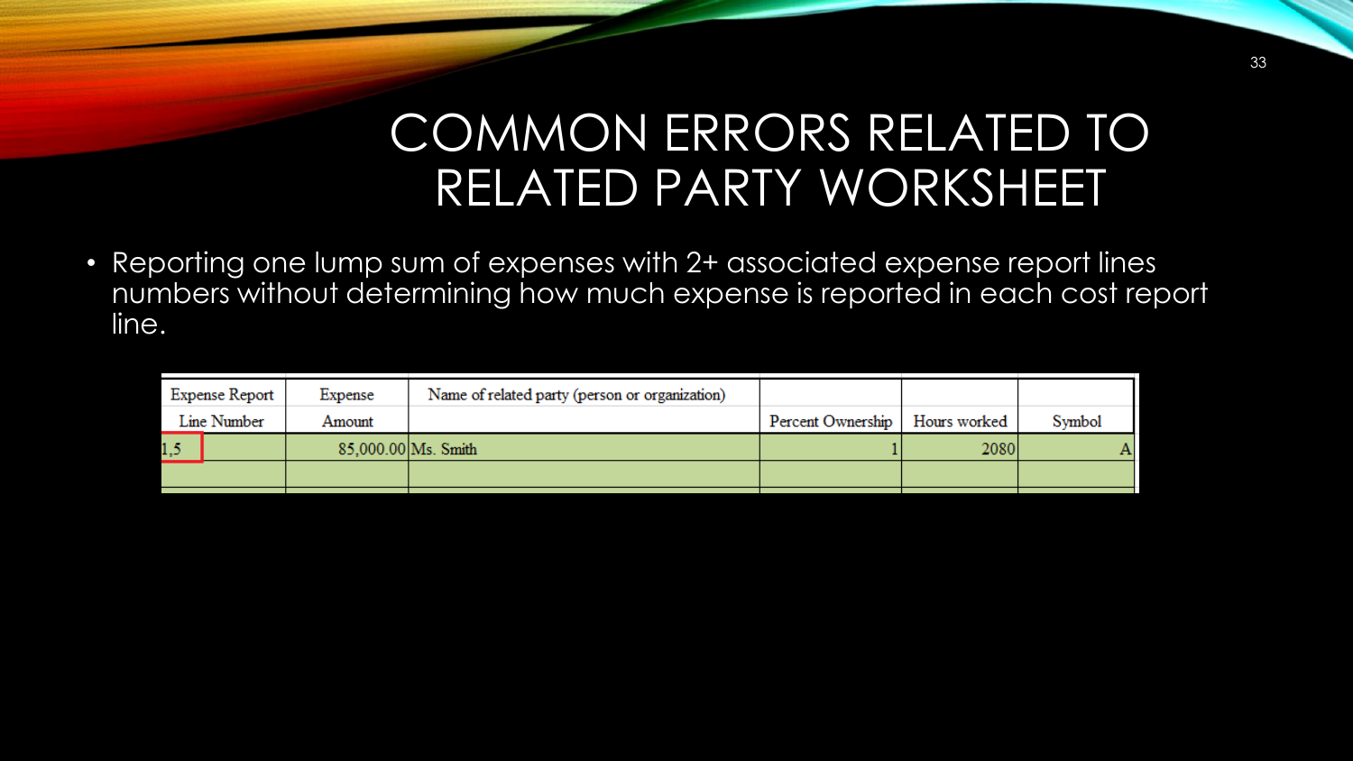# COMMON ERRORS RELATED TO RELATED PARTY WORKSHEET

- Reporting one lump sum of expenses with 2+ associated expense report lines numbers without determining how much expense is reported in each cost report line.

| Expense Report Line Number | Expense Amount | Name of related party (person or organization) | Percent Ownership | Hours worked | Symbol |
|---|---|---|---|---|---|
| 1,5 | 85,000.00 | Ms. Smith | 1 | 2080 | A |
| | | | | | |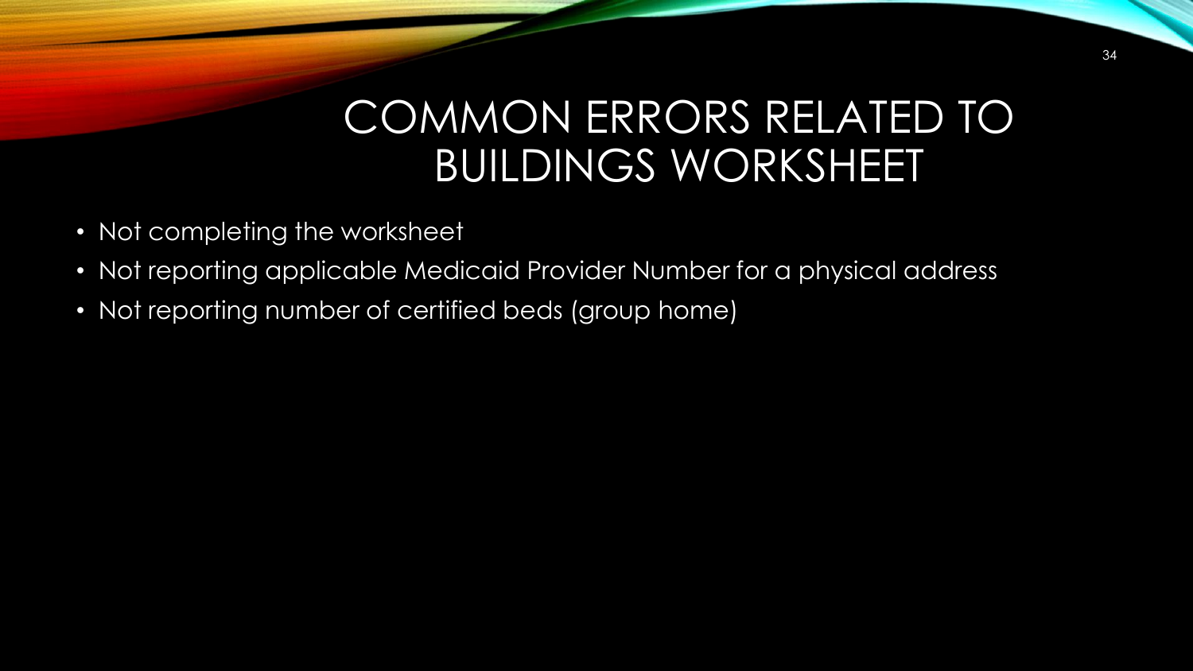# COMMON ERRORS RELATED TO BUILDINGS WORKSHEET

- Not completing the worksheet
- Not reporting applicable Medicaid Provider Number for a physical address
- Not reporting number of certified beds (group home)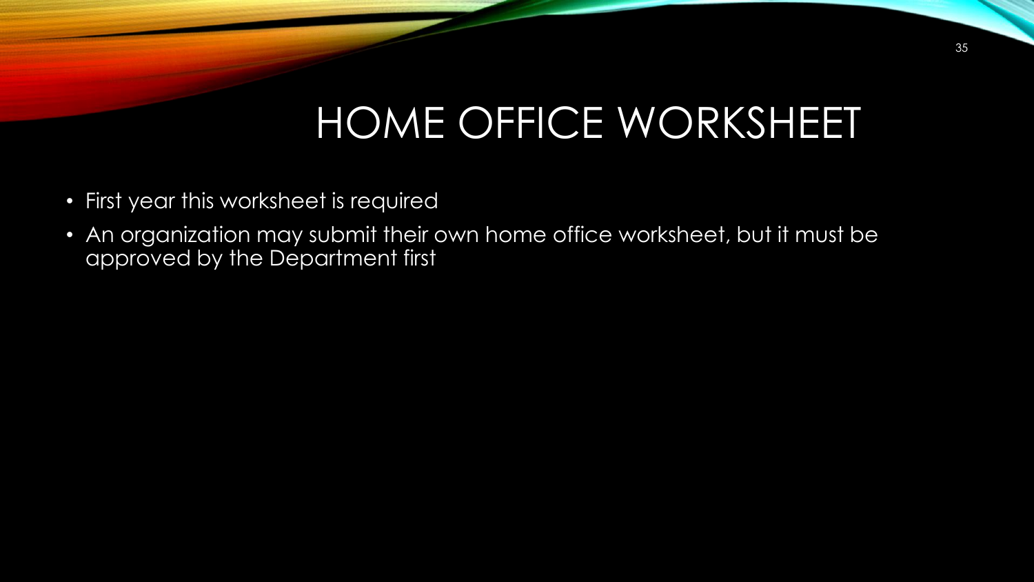# HOME OFFICE WORKSHEET

- First year this worksheet is required
- An organization may submit their own home office worksheet, but it must be approved by the Department first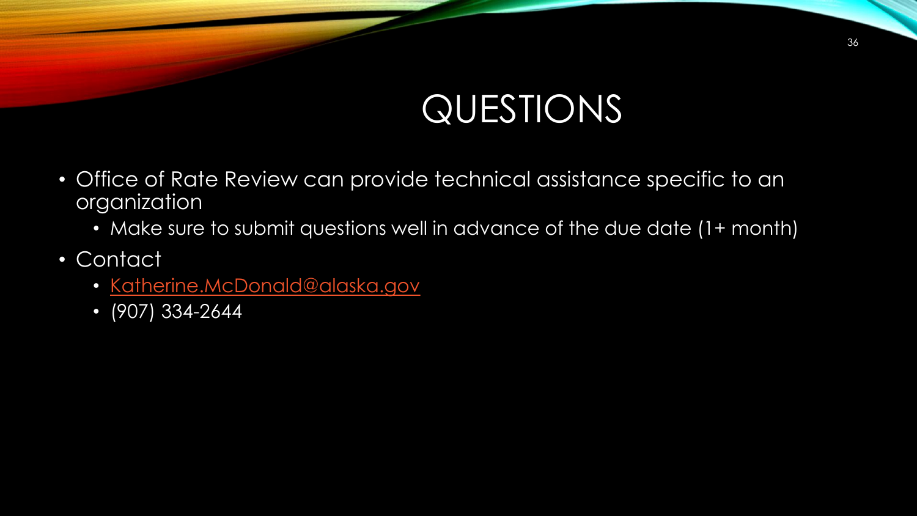# QUESTIONS

- Office of Rate Review can provide technical assistance specific to an organization
  - Make sure to submit questions well in advance of the due date (1+ month)
- Contact
  - Katherine.McDonald@alaska.gov
  - (907) 334-2644